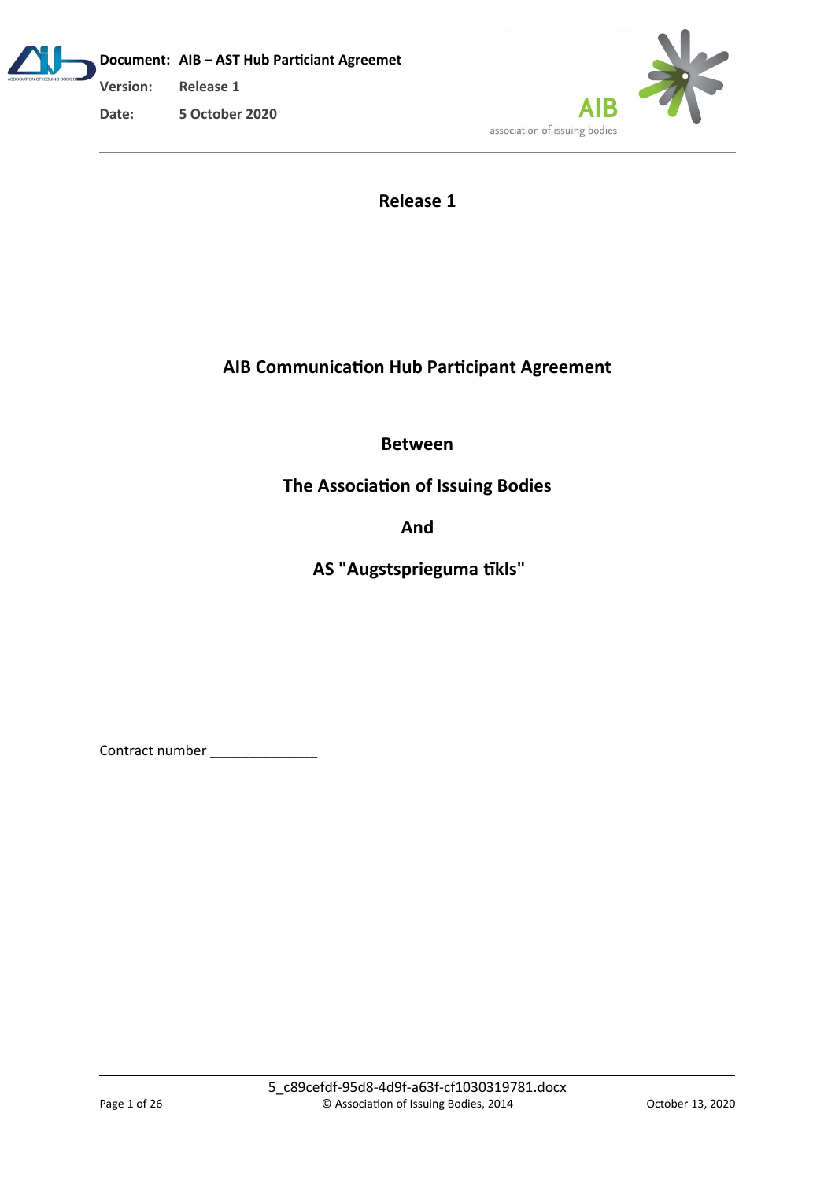Document: AIB – AST Hub Particiant Agreemet

Version: Release 1

Date: 5 October 2020

**Release 1**

# AIB Communication Hub Participant Agreement

**Between**

**The Association of Issuing Bodies**

**And**

**AS "Augstsprieguma tīkls"**

Contract number ______________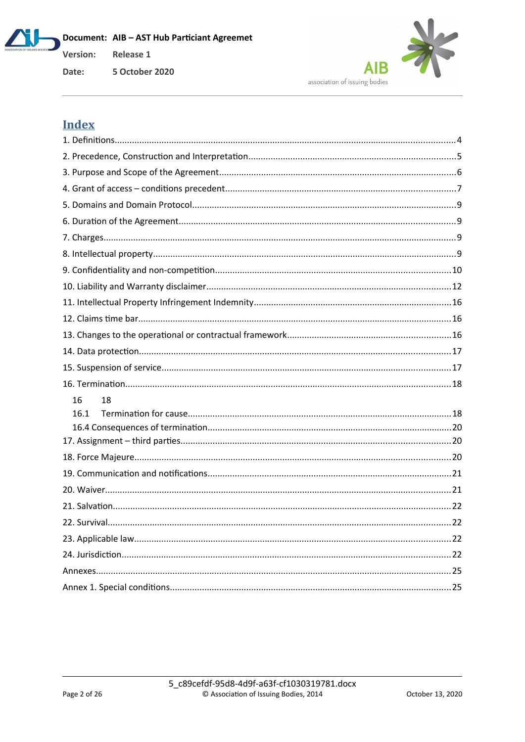# Index

1. Definitions........................................................................................................4
2. Precedence, Construction and Interpretation...................................................5
3. Purpose and Scope of the Agreement..............................................................6
4. Grant of access – conditions precedent............................................................7
5. Domains and Domain Protocol.........................................................................9
6. Duration of the Agreement..............................................................................9
7. Charges............................................................................................................9
8. Intellectual property.........................................................................................9
9. Confidentiality and non-competition...............................................................10
10. Liability and Warranty disclaimer..................................................................12
11. Intellectual Property Infringement Indemnity...............................................16
12. Claims time bar.............................................................................................16
13. Changes to the operational or contractual framework.................................16
14. Data protection.............................................................................................17
15. Suspension of service...................................................................................17
16. Termination..................................................................................................18

   16     18

   16.1 Termination for cause..........................................................................18

   16.4 Consequences of termination.................................................................20

17. Assignment – third parties............................................................................20
18. Force Majeure...............................................................................................20
19. Communication and notifications.................................................................21
20. Waiver..........................................................................................................21
21. Salvation.......................................................................................................22
22. Survival.........................................................................................................22
23. Applicable law...............................................................................................22
24. Jurisdiction...................................................................................................22

Annexes..............................................................................................................25

Annex 1. Special conditions.................................................................................25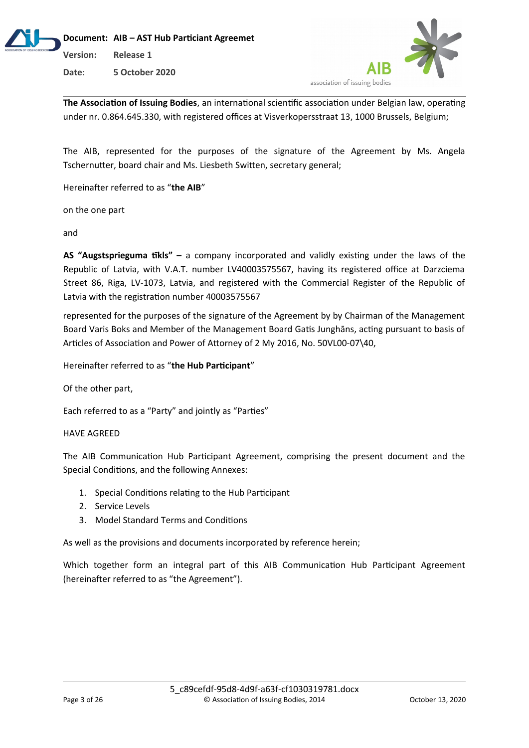**The Association of Issuing Bodies**, an international scientific association under Belgian law, operating under nr. 0.864.645.330, with registered offices at Visverkopersstraat 13, 1000 Brussels, Belgium;

The AIB, represented for the purposes of the signature of the Agreement by Ms. Angela Tschernutter, board chair and Ms. Liesbeth Switten, secretary general;

Hereinafter referred to as "**the AIB**"

on the one part

and

**AS "Augstsprieguma tīkls" –** a company incorporated and validly existing under the laws of the Republic of Latvia, with V.A.T. number LV40003575567, having its registered office at Darzciema Street 86, Riga, LV-1073, Latvia, and registered with the Commercial Register of the Republic of Latvia with the registration number 40003575567

represented for the purposes of the signature of the Agreement by by Chairman of the Management Board Varis Boks and Member of the Management Board Gatis Junghāns, acting pursuant to basis of Articles of Association and Power of Attorney of 2 My 2016, No. 50VL00-07\40,

Hereinafter referred to as "**the Hub Participant**"

Of the other part,

Each referred to as a "Party" and jointly as "Parties"

HAVE AGREED

The AIB Communication Hub Participant Agreement, comprising the present document and the Special Conditions, and the following Annexes:

1. Special Conditions relating to the Hub Participant
2. Service Levels
3. Model Standard Terms and Conditions

As well as the provisions and documents incorporated by reference herein;

Which together form an integral part of this AIB Communication Hub Participant Agreement (hereinafter referred to as "the Agreement").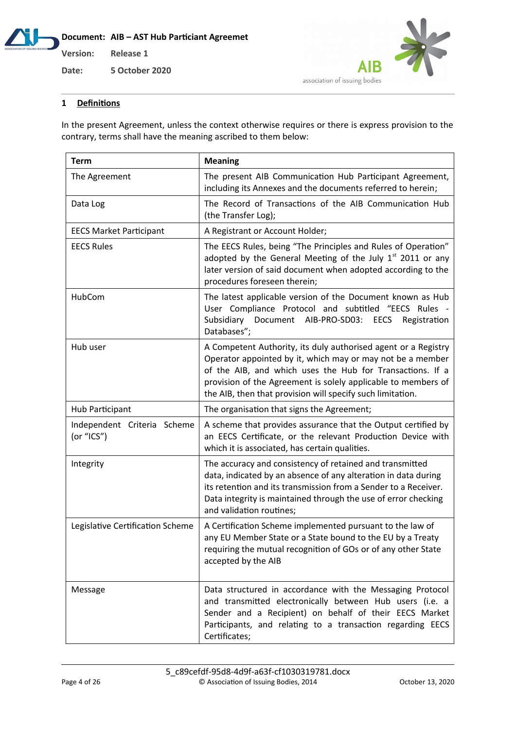## 1 Definitions

In the present Agreement, unless the context otherwise requires or there is express provision to the contrary, terms shall have the meaning ascribed to them below:

| Term | Meaning |
|---|---|
| The Agreement | The present AIB Communication Hub Participant Agreement, including its Annexes and the documents referred to herein; |
| Data Log | The Record of Transactions of the AIB Communication Hub (the Transfer Log); |
| EECS Market Participant | A Registrant or Account Holder; |
| EECS Rules | The EECS Rules, being "The Principles and Rules of Operation" adopted by the General Meeting of the July 1st 2011 or any later version of said document when adopted according to the procedures foreseen therein; |
| HubCom | The latest applicable version of the Document known as Hub User Compliance Protocol and subtitled "EECS Rules - Subsidiary Document AIB-PRO-SD03: EECS Registration Databases"; |
| Hub user | A Competent Authority, its duly authorised agent or a Registry Operator appointed by it, which may or may not be a member of the AIB, and which uses the Hub for Transactions. If a provision of the Agreement is solely applicable to members of the AIB, then that provision will specify such limitation. |
| Hub Participant | The organisation that signs the Agreement; |
| Independent Criteria Scheme (or "ICS") | A scheme that provides assurance that the Output certified by an EECS Certificate, or the relevant Production Device with which it is associated, has certain qualities. |
| Integrity | The accuracy and consistency of retained and transmitted data, indicated by an absence of any alteration in data during its retention and its transmission from a Sender to a Receiver. Data integrity is maintained through the use of error checking and validation routines; |
| Legislative Certification Scheme | A Certification Scheme implemented pursuant to the law of any EU Member State or a State bound to the EU by a Treaty requiring the mutual recognition of GOs or of any other State accepted by the AIB |
| Message | Data structured in accordance with the Messaging Protocol and transmitted electronically between Hub users (i.e. a Sender and a Recipient) on behalf of their EECS Market Participants, and relating to a transaction regarding EECS Certificates; |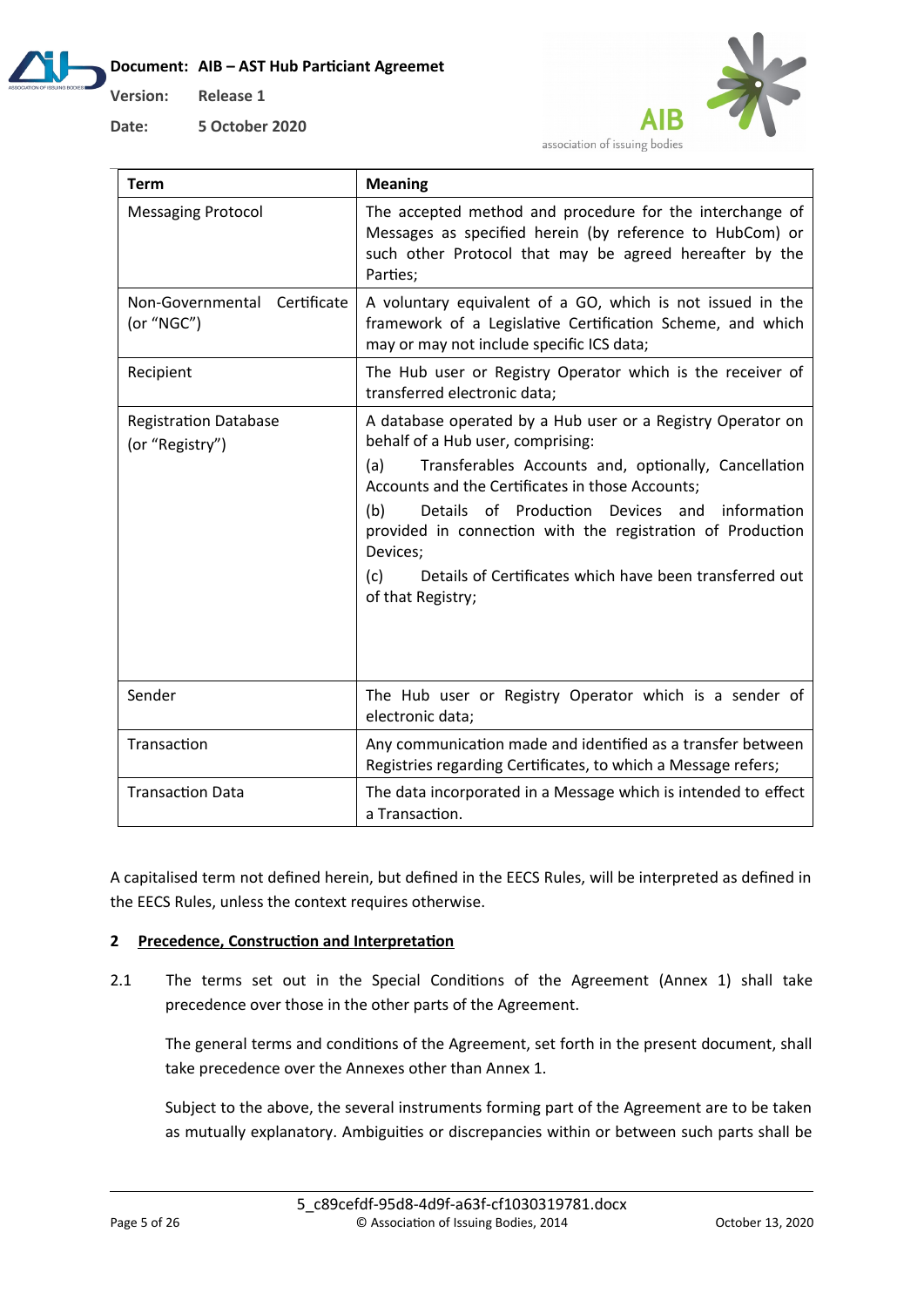| Term | Meaning |
|---|---|
| Messaging Protocol | The accepted method and procedure for the interchange of Messages as specified herein (by reference to HubCom) or such other Protocol that may be agreed hereafter by the Parties; |
| Non-Governmental Certificate (or “NGC”) | A voluntary equivalent of a GO, which is not issued in the framework of a Legislative Certification Scheme, and which may or may not include specific ICS data; |
| Recipient | The Hub user or Registry Operator which is the receiver of transferred electronic data; |
| Registration Database (or “Registry”) | A database operated by a Hub user or a Registry Operator on behalf of a Hub user, comprising: (a) Transferables Accounts and, optionally, Cancellation Accounts and the Certificates in those Accounts; (b) Details of Production Devices and information provided in connection with the registration of Production Devices; (c) Details of Certificates which have been transferred out of that Registry; |
| Sender | The Hub user or Registry Operator which is a sender of electronic data; |
| Transaction | Any communication made and identified as a transfer between Registries regarding Certificates, to which a Message refers; |
| Transaction Data | The data incorporated in a Message which is intended to effect a Transaction. |

A capitalised term not defined herein, but defined in the EECS Rules, will be interpreted as defined in the EECS Rules, unless the context requires otherwise.

## 2 Precedence, Construction and Interpretation

2.1 The terms set out in the Special Conditions of the Agreement (Annex 1) shall take precedence over those in the other parts of the Agreement.

The general terms and conditions of the Agreement, set forth in the present document, shall take precedence over the Annexes other than Annex 1.

Subject to the above, the several instruments forming part of the Agreement are to be taken as mutually explanatory. Ambiguities or discrepancies within or between such parts shall be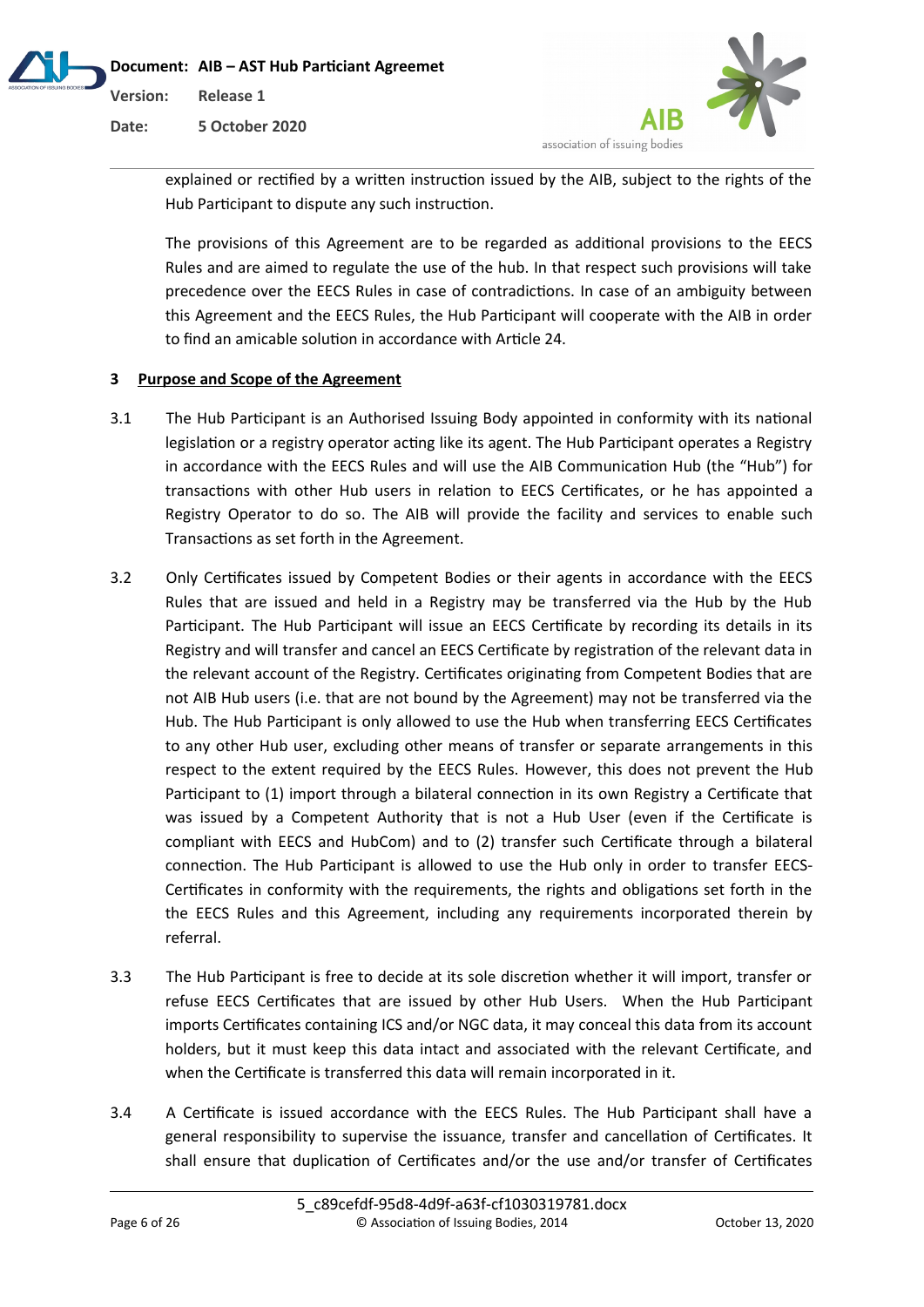explained or rectified by a written instruction issued by the AIB, subject to the rights of the Hub Participant to dispute any such instruction.

The provisions of this Agreement are to be regarded as additional provisions to the EECS Rules and are aimed to regulate the use of the hub. In that respect such provisions will take precedence over the EECS Rules in case of contradictions. In case of an ambiguity between this Agreement and the EECS Rules, the Hub Participant will cooperate with the AIB in order to find an amicable solution in accordance with Article 24.

## 3 Purpose and Scope of the Agreement

3.1 The Hub Participant is an Authorised Issuing Body appointed in conformity with its national legislation or a registry operator acting like its agent. The Hub Participant operates a Registry in accordance with the EECS Rules and will use the AIB Communication Hub (the "Hub") for transactions with other Hub users in relation to EECS Certificates, or he has appointed a Registry Operator to do so. The AIB will provide the facility and services to enable such Transactions as set forth in the Agreement.

3.2 Only Certificates issued by Competent Bodies or their agents in accordance with the EECS Rules that are issued and held in a Registry may be transferred via the Hub by the Hub Participant. The Hub Participant will issue an EECS Certificate by recording its details in its Registry and will transfer and cancel an EECS Certificate by registration of the relevant data in the relevant account of the Registry. Certificates originating from Competent Bodies that are not AIB Hub users (i.e. that are not bound by the Agreement) may not be transferred via the Hub. The Hub Participant is only allowed to use the Hub when transferring EECS Certificates to any other Hub user, excluding other means of transfer or separate arrangements in this respect to the extent required by the EECS Rules. However, this does not prevent the Hub Participant to (1) import through a bilateral connection in its own Registry a Certificate that was issued by a Competent Authority that is not a Hub User (even if the Certificate is compliant with EECS and HubCom) and to (2) transfer such Certificate through a bilateral connection. The Hub Participant is allowed to use the Hub only in order to transfer EECS-Certificates in conformity with the requirements, the rights and obligations set forth in the the EECS Rules and this Agreement, including any requirements incorporated therein by referral.

3.3 The Hub Participant is free to decide at its sole discretion whether it will import, transfer or refuse EECS Certificates that are issued by other Hub Users. When the Hub Participant imports Certificates containing ICS and/or NGC data, it may conceal this data from its account holders, but it must keep this data intact and associated with the relevant Certificate, and when the Certificate is transferred this data will remain incorporated in it.

3.4 A Certificate is issued accordance with the EECS Rules. The Hub Participant shall have a general responsibility to supervise the issuance, transfer and cancellation of Certificates. It shall ensure that duplication of Certificates and/or the use and/or transfer of Certificates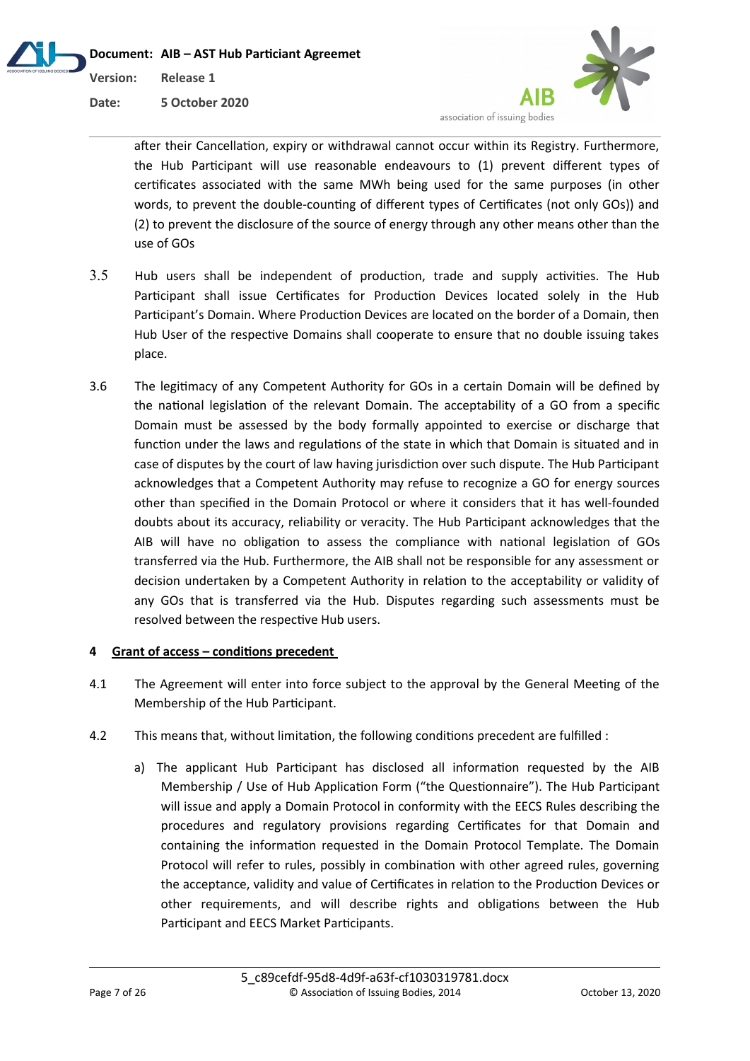after their Cancellation, expiry or withdrawal cannot occur within its Registry. Furthermore, the Hub Participant will use reasonable endeavours to (1) prevent different types of certificates associated with the same MWh being used for the same purposes (in other words, to prevent the double-counting of different types of Certificates (not only GOs)) and (2) to prevent the disclosure of the source of energy through any other means other than the use of GOs

3.5 Hub users shall be independent of production, trade and supply activities. The Hub Participant shall issue Certificates for Production Devices located solely in the Hub Participant's Domain. Where Production Devices are located on the border of a Domain, then Hub User of the respective Domains shall cooperate to ensure that no double issuing takes place.

3.6 The legitimacy of any Competent Authority for GOs in a certain Domain will be defined by the national legislation of the relevant Domain. The acceptability of a GO from a specific Domain must be assessed by the body formally appointed to exercise or discharge that function under the laws and regulations of the state in which that Domain is situated and in case of disputes by the court of law having jurisdiction over such dispute. The Hub Participant acknowledges that a Competent Authority may refuse to recognize a GO for energy sources other than specified in the Domain Protocol or where it considers that it has well-founded doubts about its accuracy, reliability or veracity. The Hub Participant acknowledges that the AIB will have no obligation to assess the compliance with national legislation of GOs transferred via the Hub. Furthermore, the AIB shall not be responsible for any assessment or decision undertaken by a Competent Authority in relation to the acceptability or validity of any GOs that is transferred via the Hub. Disputes regarding such assessments must be resolved between the respective Hub users.

## 4 Grant of access – conditions precedent

4.1 The Agreement will enter into force subject to the approval by the General Meeting of the Membership of the Hub Participant.

4.2 This means that, without limitation, the following conditions precedent are fulfilled :

a) The applicant Hub Participant has disclosed all information requested by the AIB Membership / Use of Hub Application Form ("the Questionnaire"). The Hub Participant will issue and apply a Domain Protocol in conformity with the EECS Rules describing the procedures and regulatory provisions regarding Certificates for that Domain and containing the information requested in the Domain Protocol Template. The Domain Protocol will refer to rules, possibly in combination with other agreed rules, governing the acceptance, validity and value of Certificates in relation to the Production Devices or other requirements, and will describe rights and obligations between the Hub Participant and EECS Market Participants.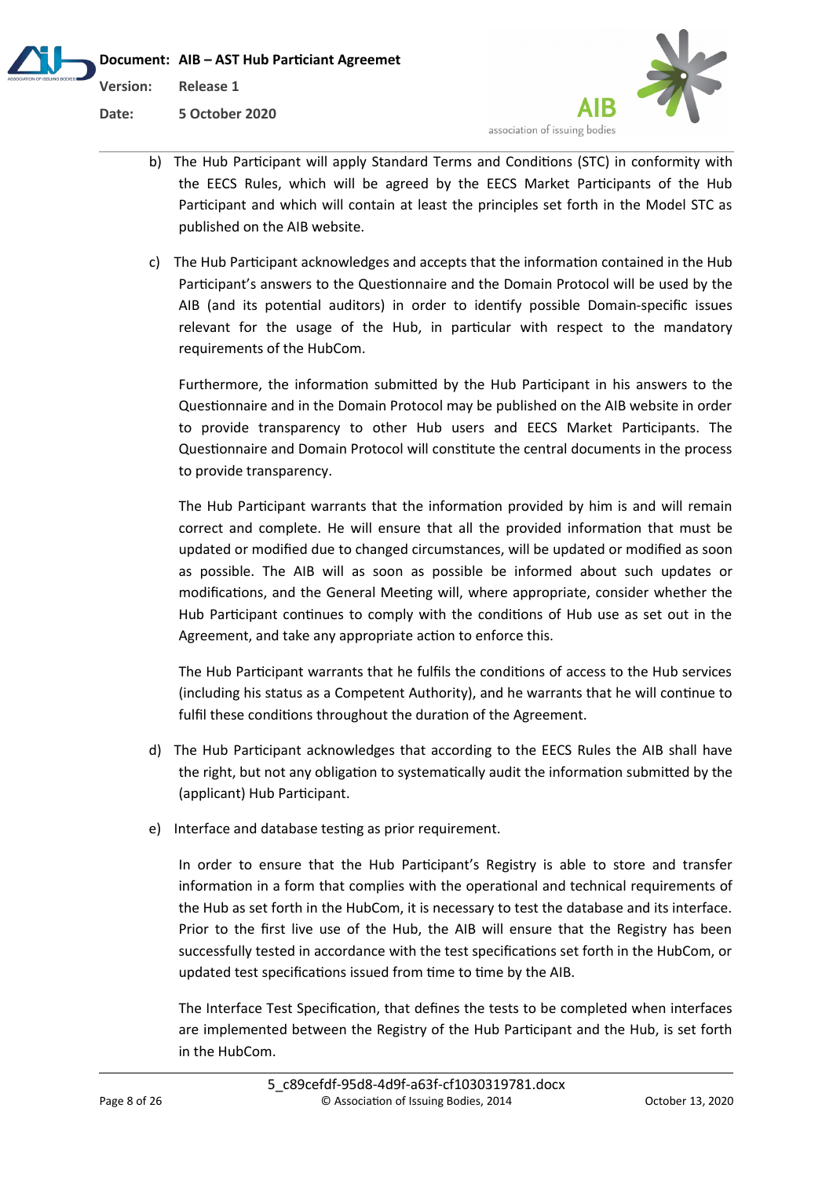b) The Hub Participant will apply Standard Terms and Conditions (STC) in conformity with the EECS Rules, which will be agreed by the EECS Market Participants of the Hub Participant and which will contain at least the principles set forth in the Model STC as published on the AIB website.

c) The Hub Participant acknowledges and accepts that the information contained in the Hub Participant's answers to the Questionnaire and the Domain Protocol will be used by the AIB (and its potential auditors) in order to identify possible Domain-specific issues relevant for the usage of the Hub, in particular with respect to the mandatory requirements of the HubCom.

   Furthermore, the information submitted by the Hub Participant in his answers to the Questionnaire and in the Domain Protocol may be published on the AIB website in order to provide transparency to other Hub users and EECS Market Participants. The Questionnaire and Domain Protocol will constitute the central documents in the process to provide transparency.

   The Hub Participant warrants that the information provided by him is and will remain correct and complete. He will ensure that all the provided information that must be updated or modified due to changed circumstances, will be updated or modified as soon as possible. The AIB will as soon as possible be informed about such updates or modifications, and the General Meeting will, where appropriate, consider whether the Hub Participant continues to comply with the conditions of Hub use as set out in the Agreement, and take any appropriate action to enforce this.

   The Hub Participant warrants that he fulfils the conditions of access to the Hub services (including his status as a Competent Authority), and he warrants that he will continue to fulfil these conditions throughout the duration of the Agreement.

d) The Hub Participant acknowledges that according to the EECS Rules the AIB shall have the right, but not any obligation to systematically audit the information submitted by the (applicant) Hub Participant.

e) Interface and database testing as prior requirement.

   In order to ensure that the Hub Participant's Registry is able to store and transfer information in a form that complies with the operational and technical requirements of the Hub as set forth in the HubCom, it is necessary to test the database and its interface. Prior to the first live use of the Hub, the AIB will ensure that the Registry has been successfully tested in accordance with the test specifications set forth in the HubCom, or updated test specifications issued from time to time by the AIB.

   The Interface Test Specification, that defines the tests to be completed when interfaces are implemented between the Registry of the Hub Participant and the Hub, is set forth in the HubCom.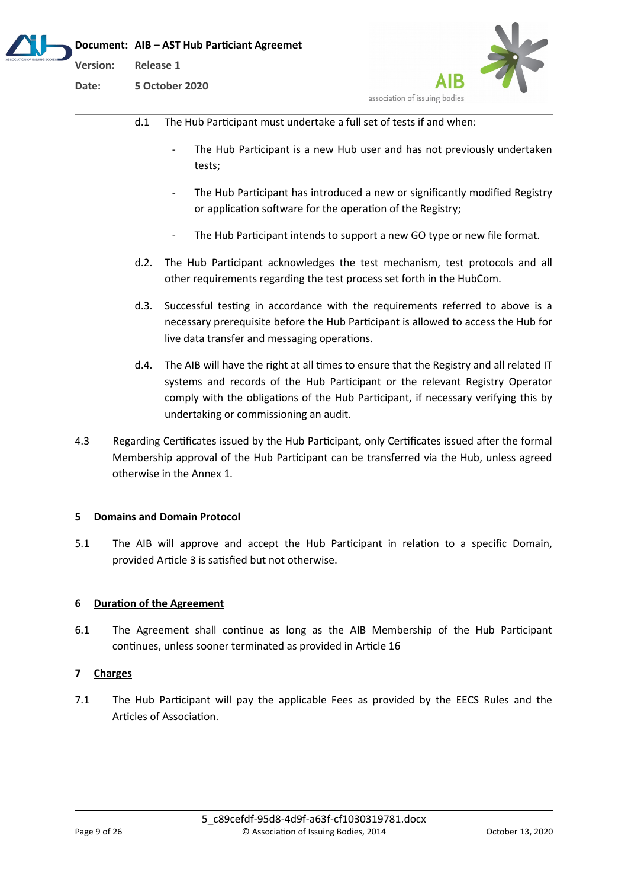d.1 The Hub Participant must undertake a full set of tests if and when:

- The Hub Participant is a new Hub user and has not previously undertaken tests;
- The Hub Participant has introduced a new or significantly modified Registry or application software for the operation of the Registry;
- The Hub Participant intends to support a new GO type or new file format.

d.2. The Hub Participant acknowledges the test mechanism, test protocols and all other requirements regarding the test process set forth in the HubCom.

d.3. Successful testing in accordance with the requirements referred to above is a necessary prerequisite before the Hub Participant is allowed to access the Hub for live data transfer and messaging operations.

d.4. The AIB will have the right at all times to ensure that the Registry and all related IT systems and records of the Hub Participant or the relevant Registry Operator comply with the obligations of the Hub Participant, if necessary verifying this by undertaking or commissioning an audit.

4.3 Regarding Certificates issued by the Hub Participant, only Certificates issued after the formal Membership approval of the Hub Participant can be transferred via the Hub, unless agreed otherwise in the Annex 1.

## 5 Domains and Domain Protocol

5.1 The AIB will approve and accept the Hub Participant in relation to a specific Domain, provided Article 3 is satisfied but not otherwise.

## 6 Duration of the Agreement

6.1 The Agreement shall continue as long as the AIB Membership of the Hub Participant continues, unless sooner terminated as provided in Article 16

## 7 Charges

7.1 The Hub Participant will pay the applicable Fees as provided by the EECS Rules and the Articles of Association.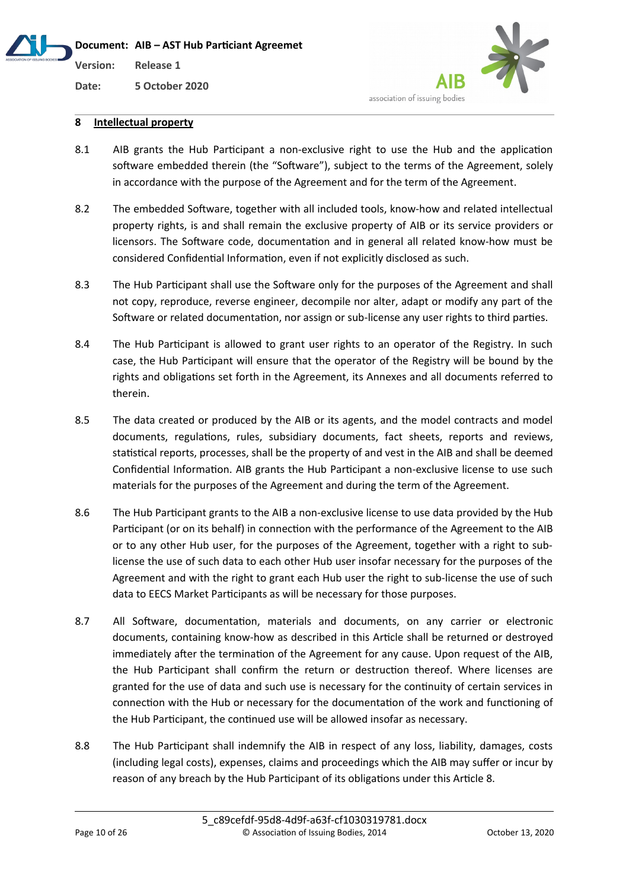## 8 Intellectual property

8.1 AIB grants the Hub Participant a non-exclusive right to use the Hub and the application software embedded therein (the "Software"), subject to the terms of the Agreement, solely in accordance with the purpose of the Agreement and for the term of the Agreement.

8.2 The embedded Software, together with all included tools, know-how and related intellectual property rights, is and shall remain the exclusive property of AIB or its service providers or licensors. The Software code, documentation and in general all related know-how must be considered Confidential Information, even if not explicitly disclosed as such.

8.3 The Hub Participant shall use the Software only for the purposes of the Agreement and shall not copy, reproduce, reverse engineer, decompile nor alter, adapt or modify any part of the Software or related documentation, nor assign or sub-license any user rights to third parties.

8.4 The Hub Participant is allowed to grant user rights to an operator of the Registry. In such case, the Hub Participant will ensure that the operator of the Registry will be bound by the rights and obligations set forth in the Agreement, its Annexes and all documents referred to therein.

8.5 The data created or produced by the AIB or its agents, and the model contracts and model documents, regulations, rules, subsidiary documents, fact sheets, reports and reviews, statistical reports, processes, shall be the property of and vest in the AIB and shall be deemed Confidential Information. AIB grants the Hub Participant a non-exclusive license to use such materials for the purposes of the Agreement and during the term of the Agreement.

8.6 The Hub Participant grants to the AIB a non-exclusive license to use data provided by the Hub Participant (or on its behalf) in connection with the performance of the Agreement to the AIB or to any other Hub user, for the purposes of the Agreement, together with a right to sub-license the use of such data to each other Hub user insofar necessary for the purposes of the Agreement and with the right to grant each Hub user the right to sub-license the use of such data to EECS Market Participants as will be necessary for those purposes.

8.7 All Software, documentation, materials and documents, on any carrier or electronic documents, containing know-how as described in this Article shall be returned or destroyed immediately after the termination of the Agreement for any cause. Upon request of the AIB, the Hub Participant shall confirm the return or destruction thereof. Where licenses are granted for the use of data and such use is necessary for the continuity of certain services in connection with the Hub or necessary for the documentation of the work and functioning of the Hub Participant, the continued use will be allowed insofar as necessary.

8.8 The Hub Participant shall indemnify the AIB in respect of any loss, liability, damages, costs (including legal costs), expenses, claims and proceedings which the AIB may suffer or incur by reason of any breach by the Hub Participant of its obligations under this Article 8.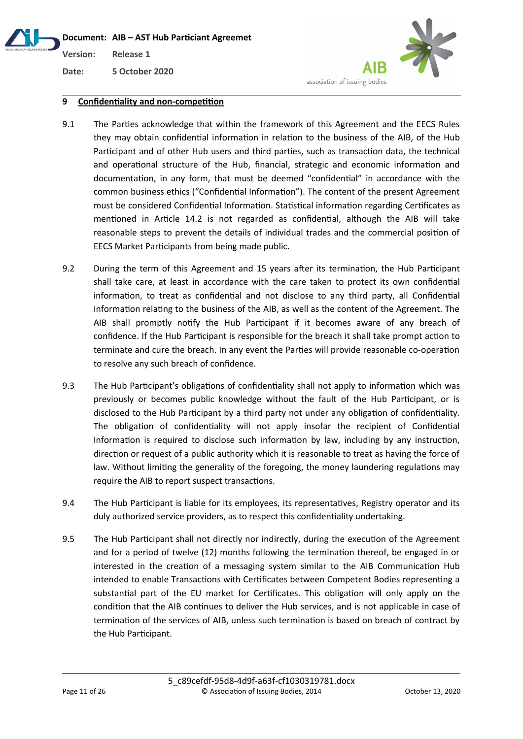## 9 Confidentiality and non-competition

9.1 The Parties acknowledge that within the framework of this Agreement and the EECS Rules they may obtain confidential information in relation to the business of the AIB, of the Hub Participant and of other Hub users and third parties, such as transaction data, the technical and operational structure of the Hub, financial, strategic and economic information and documentation, in any form, that must be deemed "confidential" in accordance with the common business ethics ("Confidential Information"). The content of the present Agreement must be considered Confidential Information. Statistical information regarding Certificates as mentioned in Article 14.2 is not regarded as confidential, although the AIB will take reasonable steps to prevent the details of individual trades and the commercial position of EECS Market Participants from being made public.

9.2 During the term of this Agreement and 15 years after its termination, the Hub Participant shall take care, at least in accordance with the care taken to protect its own confidential information, to treat as confidential and not disclose to any third party, all Confidential Information relating to the business of the AIB, as well as the content of the Agreement. The AIB shall promptly notify the Hub Participant if it becomes aware of any breach of confidence. If the Hub Participant is responsible for the breach it shall take prompt action to terminate and cure the breach. In any event the Parties will provide reasonable co-operation to resolve any such breach of confidence.

9.3 The Hub Participant's obligations of confidentiality shall not apply to information which was previously or becomes public knowledge without the fault of the Hub Participant, or is disclosed to the Hub Participant by a third party not under any obligation of confidentiality. The obligation of confidentiality will not apply insofar the recipient of Confidential Information is required to disclose such information by law, including by any instruction, direction or request of a public authority which it is reasonable to treat as having the force of law. Without limiting the generality of the foregoing, the money laundering regulations may require the AIB to report suspect transactions.

9.4 The Hub Participant is liable for its employees, its representatives, Registry operator and its duly authorized service providers, as to respect this confidentiality undertaking.

9.5 The Hub Participant shall not directly nor indirectly, during the execution of the Agreement and for a period of twelve (12) months following the termination thereof, be engaged in or interested in the creation of a messaging system similar to the AIB Communication Hub intended to enable Transactions with Certificates between Competent Bodies representing a substantial part of the EU market for Certificates. This obligation will only apply on the condition that the AIB continues to deliver the Hub services, and is not applicable in case of termination of the services of AIB, unless such termination is based on breach of contract by the Hub Participant.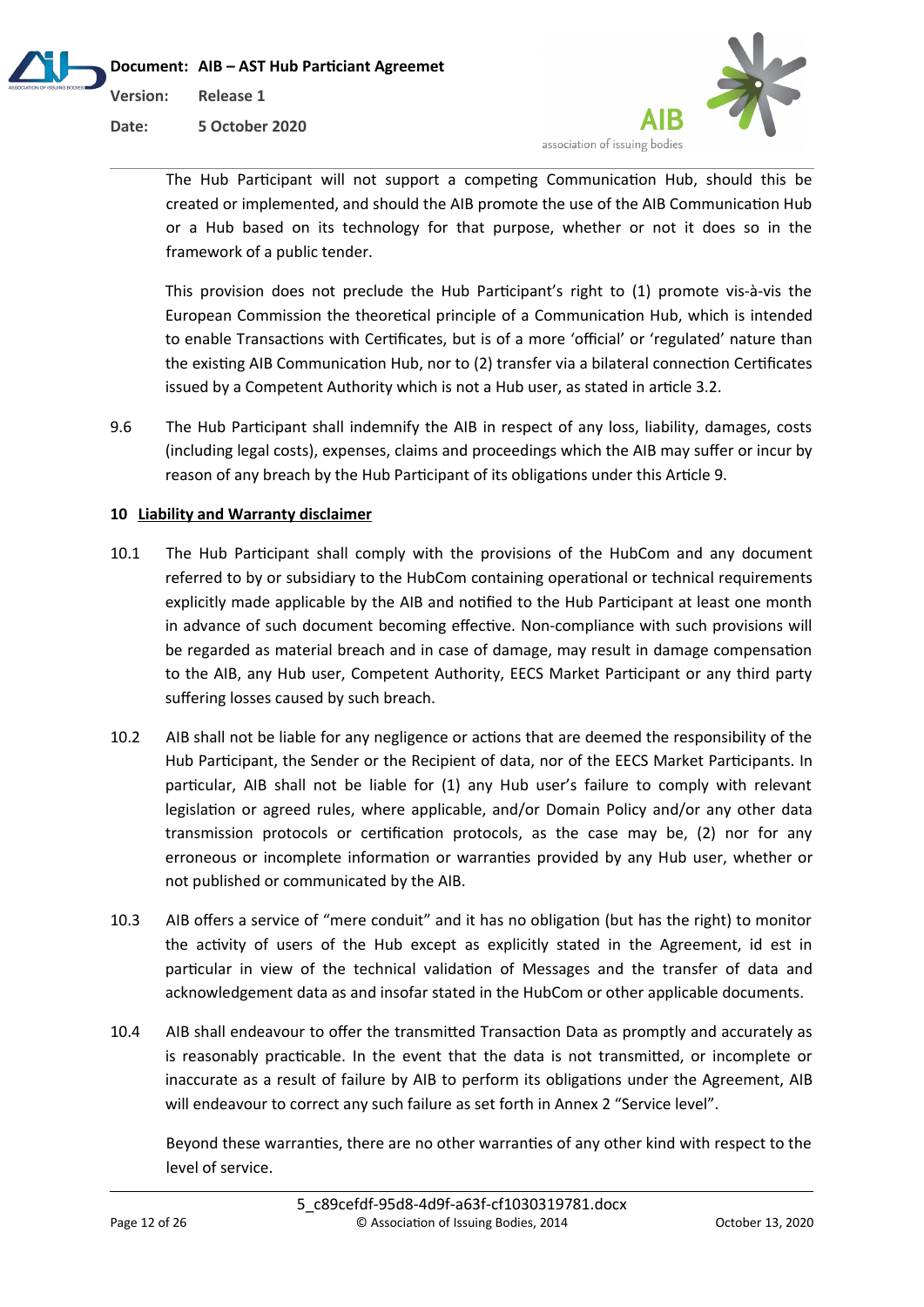The Hub Participant will not support a competing Communication Hub, should this be created or implemented, and should the AIB promote the use of the AIB Communication Hub or a Hub based on its technology for that purpose, whether or not it does so in the framework of a public tender.

This provision does not preclude the Hub Participant's right to (1) promote vis-à-vis the European Commission the theoretical principle of a Communication Hub, which is intended to enable Transactions with Certificates, but is of a more 'official' or 'regulated' nature than the existing AIB Communication Hub, nor to (2) transfer via a bilateral connection Certificates issued by a Competent Authority which is not a Hub user, as stated in article 3.2.

9.6 The Hub Participant shall indemnify the AIB in respect of any loss, liability, damages, costs (including legal costs), expenses, claims and proceedings which the AIB may suffer or incur by reason of any breach by the Hub Participant of its obligations under this Article 9.

## 10 Liability and Warranty disclaimer

10.1 The Hub Participant shall comply with the provisions of the HubCom and any document referred to by or subsidiary to the HubCom containing operational or technical requirements explicitly made applicable by the AIB and notified to the Hub Participant at least one month in advance of such document becoming effective. Non-compliance with such provisions will be regarded as material breach and in case of damage, may result in damage compensation to the AIB, any Hub user, Competent Authority, EECS Market Participant or any third party suffering losses caused by such breach.

10.2 AIB shall not be liable for any negligence or actions that are deemed the responsibility of the Hub Participant, the Sender or the Recipient of data, nor of the EECS Market Participants. In particular, AIB shall not be liable for (1) any Hub user's failure to comply with relevant legislation or agreed rules, where applicable, and/or Domain Policy and/or any other data transmission protocols or certification protocols, as the case may be, (2) nor for any erroneous or incomplete information or warranties provided by any Hub user, whether or not published or communicated by the AIB.

10.3 AIB offers a service of "mere conduit" and it has no obligation (but has the right) to monitor the activity of users of the Hub except as explicitly stated in the Agreement, id est in particular in view of the technical validation of Messages and the transfer of data and acknowledgement data as and insofar stated in the HubCom or other applicable documents.

10.4 AIB shall endeavour to offer the transmitted Transaction Data as promptly and accurately as is reasonably practicable. In the event that the data is not transmitted, or incomplete or inaccurate as a result of failure by AIB to perform its obligations under the Agreement, AIB will endeavour to correct any such failure as set forth in Annex 2 "Service level".

Beyond these warranties, there are no other warranties of any other kind with respect to the level of service.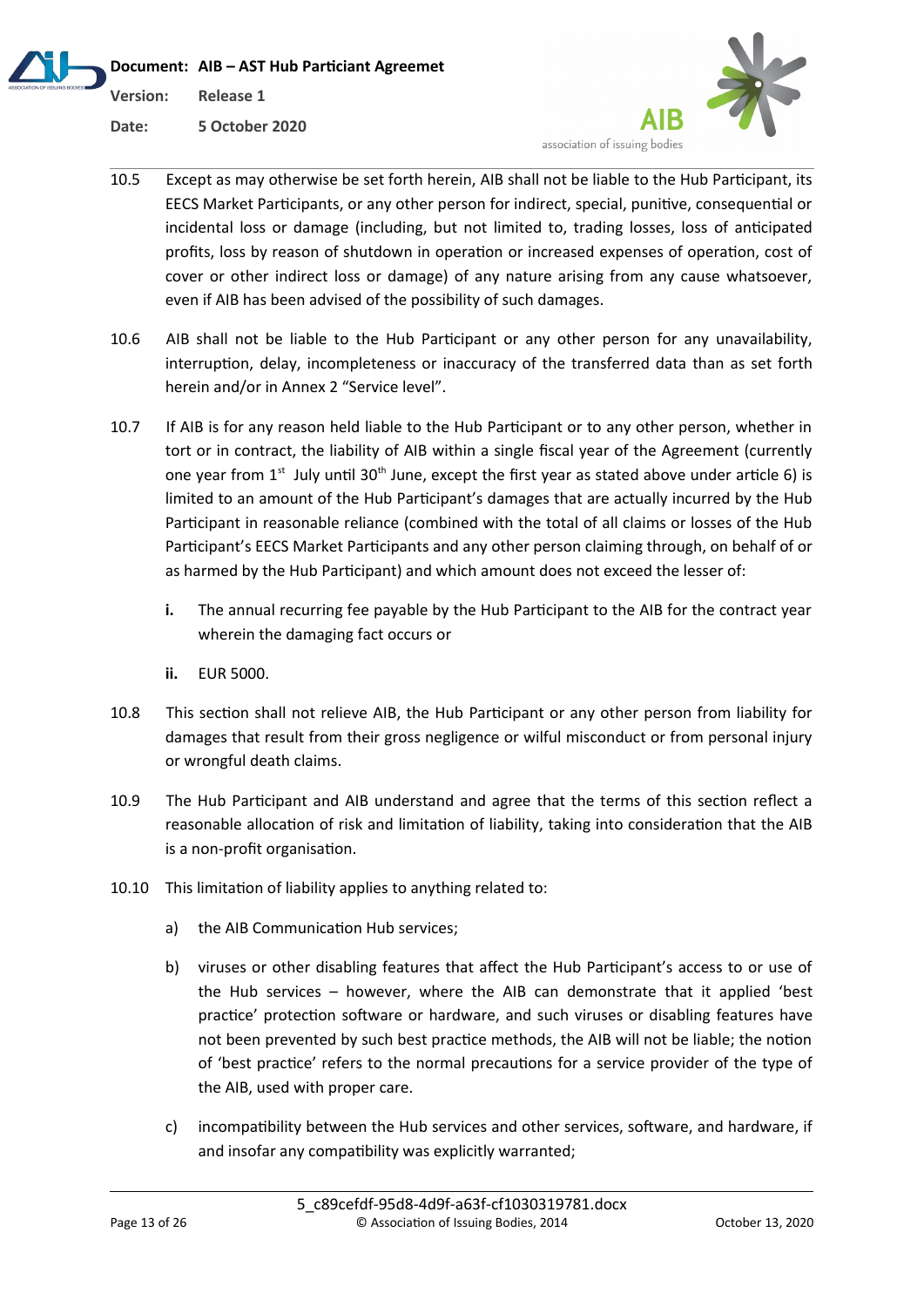10.5 Except as may otherwise be set forth herein, AIB shall not be liable to the Hub Participant, its EECS Market Participants, or any other person for indirect, special, punitive, consequential or incidental loss or damage (including, but not limited to, trading losses, loss of anticipated profits, loss by reason of shutdown in operation or increased expenses of operation, cost of cover or other indirect loss or damage) of any nature arising from any cause whatsoever, even if AIB has been advised of the possibility of such damages.

10.6 AIB shall not be liable to the Hub Participant or any other person for any unavailability, interruption, delay, incompleteness or inaccuracy of the transferred data than as set forth herein and/or in Annex 2 "Service level".

10.7 If AIB is for any reason held liable to the Hub Participant or to any other person, whether in tort or in contract, the liability of AIB within a single fiscal year of the Agreement (currently one year from 1st July until 30th June, except the first year as stated above under article 6) is limited to an amount of the Hub Participant's damages that are actually incurred by the Hub Participant in reasonable reliance (combined with the total of all claims or losses of the Hub Participant's EECS Market Participants and any other person claiming through, on behalf of or as harmed by the Hub Participant) and which amount does not exceed the lesser of:

**i.** The annual recurring fee payable by the Hub Participant to the AIB for the contract year wherein the damaging fact occurs or

**ii.** EUR 5000.

10.8 This section shall not relieve AIB, the Hub Participant or any other person from liability for damages that result from their gross negligence or wilful misconduct or from personal injury or wrongful death claims.

10.9 The Hub Participant and AIB understand and agree that the terms of this section reflect a reasonable allocation of risk and limitation of liability, taking into consideration that the AIB is a non-profit organisation.

10.10 This limitation of liability applies to anything related to:

a) the AIB Communication Hub services;

b) viruses or other disabling features that affect the Hub Participant's access to or use of the Hub services – however, where the AIB can demonstrate that it applied 'best practice' protection software or hardware, and such viruses or disabling features have not been prevented by such best practice methods, the AIB will not be liable; the notion of 'best practice' refers to the normal precautions for a service provider of the type of the AIB, used with proper care.

c) incompatibility between the Hub services and other services, software, and hardware, if and insofar any compatibility was explicitly warranted;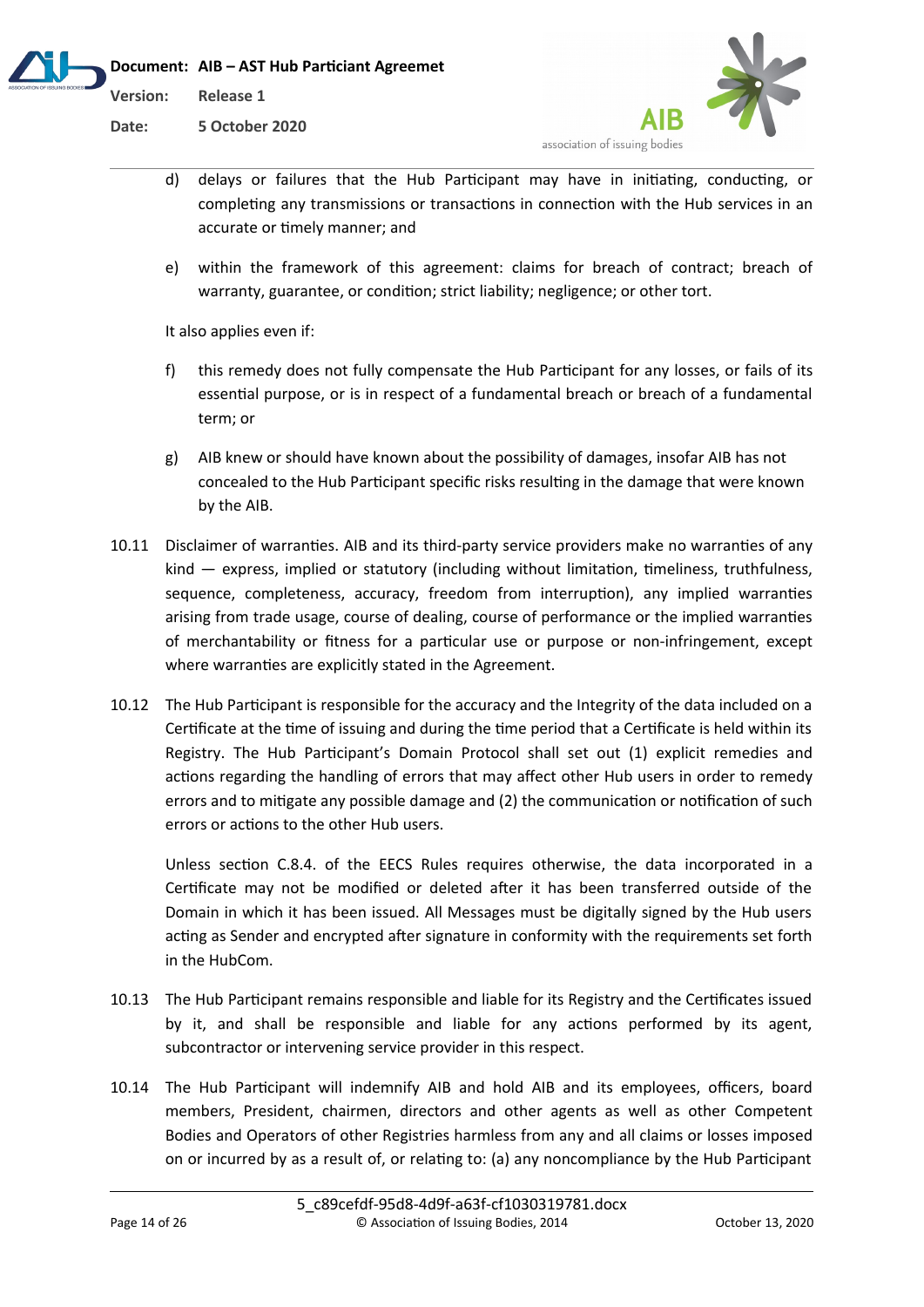d) delays or failures that the Hub Participant may have in initiating, conducting, or completing any transmissions or transactions in connection with the Hub services in an accurate or timely manner; and

e) within the framework of this agreement: claims for breach of contract; breach of warranty, guarantee, or condition; strict liability; negligence; or other tort.

It also applies even if:

f) this remedy does not fully compensate the Hub Participant for any losses, or fails of its essential purpose, or is in respect of a fundamental breach or breach of a fundamental term; or

g) AIB knew or should have known about the possibility of damages, insofar AIB has not concealed to the Hub Participant specific risks resulting in the damage that were known by the AIB.

10.11 Disclaimer of warranties. AIB and its third-party service providers make no warranties of any kind — express, implied or statutory (including without limitation, timeliness, truthfulness, sequence, completeness, accuracy, freedom from interruption), any implied warranties arising from trade usage, course of dealing, course of performance or the implied warranties of merchantability or fitness for a particular use or purpose or non-infringement, except where warranties are explicitly stated in the Agreement.

10.12 The Hub Participant is responsible for the accuracy and the Integrity of the data included on a Certificate at the time of issuing and during the time period that a Certificate is held within its Registry. The Hub Participant's Domain Protocol shall set out (1) explicit remedies and actions regarding the handling of errors that may affect other Hub users in order to remedy errors and to mitigate any possible damage and (2) the communication or notification of such errors or actions to the other Hub users.

Unless section C.8.4. of the EECS Rules requires otherwise, the data incorporated in a Certificate may not be modified or deleted after it has been transferred outside of the Domain in which it has been issued. All Messages must be digitally signed by the Hub users acting as Sender and encrypted after signature in conformity with the requirements set forth in the HubCom.

10.13 The Hub Participant remains responsible and liable for its Registry and the Certificates issued by it, and shall be responsible and liable for any actions performed by its agent, subcontractor or intervening service provider in this respect.

10.14 The Hub Participant will indemnify AIB and hold AIB and its employees, officers, board members, President, chairmen, directors and other agents as well as other Competent Bodies and Operators of other Registries harmless from any and all claims or losses imposed on or incurred by as a result of, or relating to: (a) any noncompliance by the Hub Participant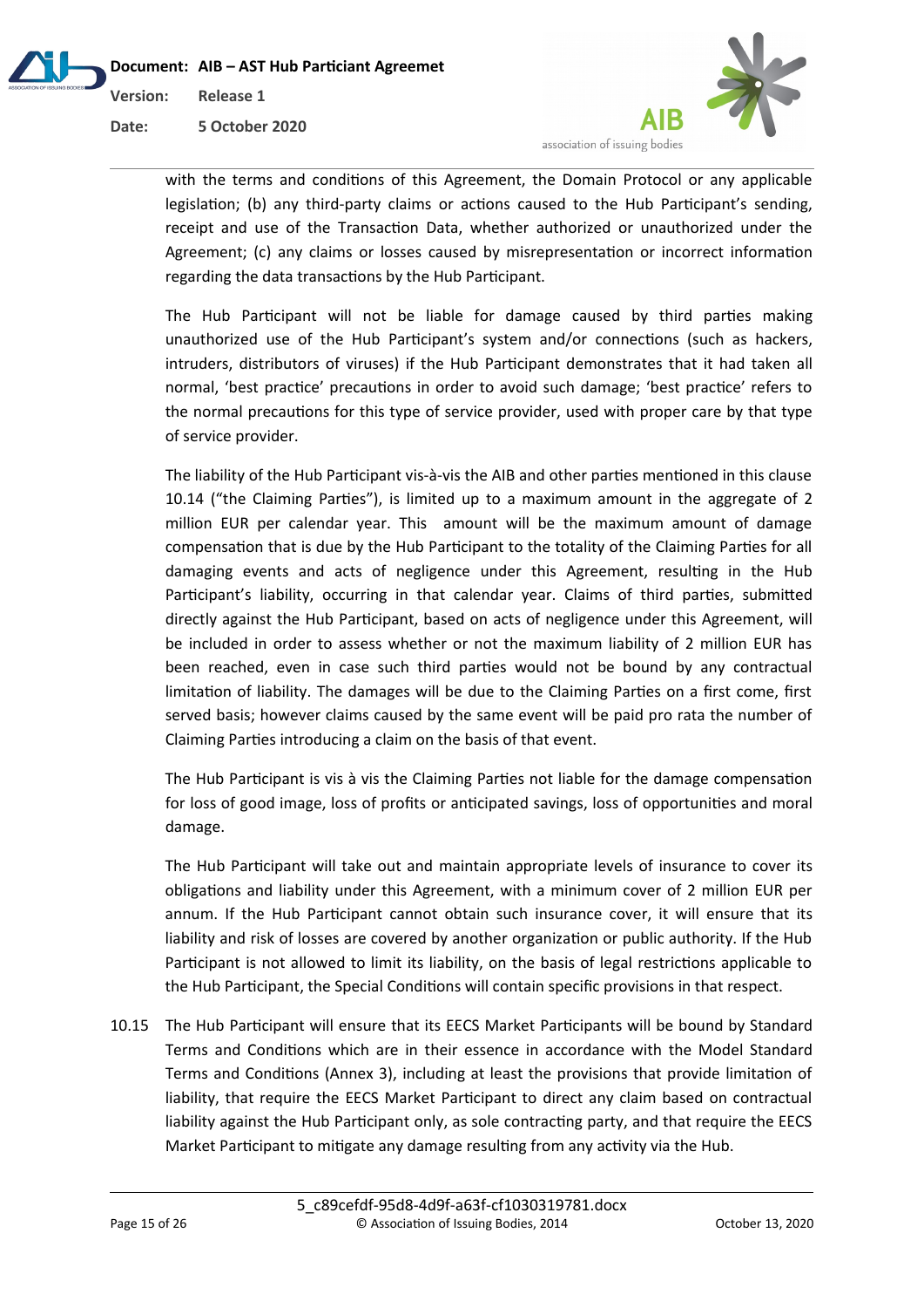with the terms and conditions of this Agreement, the Domain Protocol or any applicable legislation; (b) any third-party claims or actions caused to the Hub Participant's sending, receipt and use of the Transaction Data, whether authorized or unauthorized under the Agreement; (c) any claims or losses caused by misrepresentation or incorrect information regarding the data transactions by the Hub Participant.

The Hub Participant will not be liable for damage caused by third parties making unauthorized use of the Hub Participant's system and/or connections (such as hackers, intruders, distributors of viruses) if the Hub Participant demonstrates that it had taken all normal, 'best practice' precautions in order to avoid such damage; 'best practice' refers to the normal precautions for this type of service provider, used with proper care by that type of service provider.

The liability of the Hub Participant vis-à-vis the AIB and other parties mentioned in this clause 10.14 ("the Claiming Parties"), is limited up to a maximum amount in the aggregate of 2 million EUR per calendar year. This amount will be the maximum amount of damage compensation that is due by the Hub Participant to the totality of the Claiming Parties for all damaging events and acts of negligence under this Agreement, resulting in the Hub Participant's liability, occurring in that calendar year. Claims of third parties, submitted directly against the Hub Participant, based on acts of negligence under this Agreement, will be included in order to assess whether or not the maximum liability of 2 million EUR has been reached, even in case such third parties would not be bound by any contractual limitation of liability. The damages will be due to the Claiming Parties on a first come, first served basis; however claims caused by the same event will be paid pro rata the number of Claiming Parties introducing a claim on the basis of that event.

The Hub Participant is vis à vis the Claiming Parties not liable for the damage compensation for loss of good image, loss of profits or anticipated savings, loss of opportunities and moral damage.

The Hub Participant will take out and maintain appropriate levels of insurance to cover its obligations and liability under this Agreement, with a minimum cover of 2 million EUR per annum. If the Hub Participant cannot obtain such insurance cover, it will ensure that its liability and risk of losses are covered by another organization or public authority. If the Hub Participant is not allowed to limit its liability, on the basis of legal restrictions applicable to the Hub Participant, the Special Conditions will contain specific provisions in that respect.

10.15 The Hub Participant will ensure that its EECS Market Participants will be bound by Standard Terms and Conditions which are in their essence in accordance with the Model Standard Terms and Conditions (Annex 3), including at least the provisions that provide limitation of liability, that require the EECS Market Participant to direct any claim based on contractual liability against the Hub Participant only, as sole contracting party, and that require the EECS Market Participant to mitigate any damage resulting from any activity via the Hub.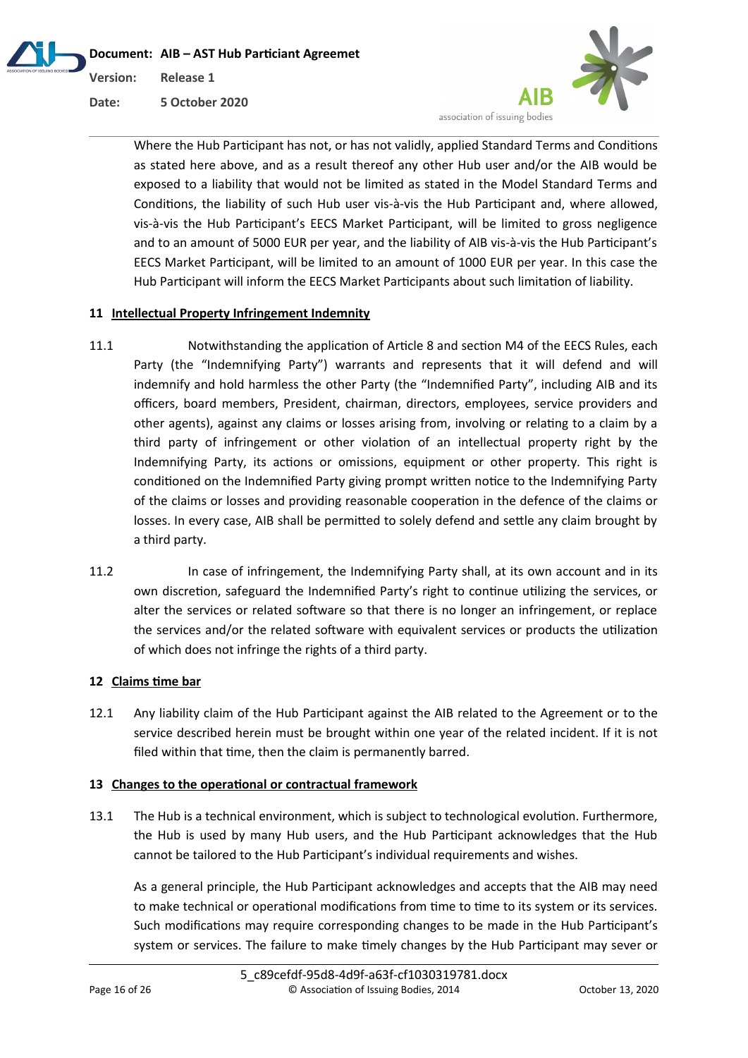Where the Hub Participant has not, or has not validly, applied Standard Terms and Conditions as stated here above, and as a result thereof any other Hub user and/or the AIB would be exposed to a liability that would not be limited as stated in the Model Standard Terms and Conditions, the liability of such Hub user vis-à-vis the Hub Participant and, where allowed, vis-à-vis the Hub Participant's EECS Market Participant, will be limited to gross negligence and to an amount of 5000 EUR per year, and the liability of AIB vis-à-vis the Hub Participant's EECS Market Participant, will be limited to an amount of 1000 EUR per year. In this case the Hub Participant will inform the EECS Market Participants about such limitation of liability.

## 11 Intellectual Property Infringement Indemnity

11.1 Notwithstanding the application of Article 8 and section M4 of the EECS Rules, each Party (the "Indemnifying Party") warrants and represents that it will defend and will indemnify and hold harmless the other Party (the "Indemnified Party", including AIB and its officers, board members, President, chairman, directors, employees, service providers and other agents), against any claims or losses arising from, involving or relating to a claim by a third party of infringement or other violation of an intellectual property right by the Indemnifying Party, its actions or omissions, equipment or other property. This right is conditioned on the Indemnified Party giving prompt written notice to the Indemnifying Party of the claims or losses and providing reasonable cooperation in the defence of the claims or losses. In every case, AIB shall be permitted to solely defend and settle any claim brought by a third party.

11.2 In case of infringement, the Indemnifying Party shall, at its own account and in its own discretion, safeguard the Indemnified Party's right to continue utilizing the services, or alter the services or related software so that there is no longer an infringement, or replace the services and/or the related software with equivalent services or products the utilization of which does not infringe the rights of a third party.

## 12 Claims time bar

12.1 Any liability claim of the Hub Participant against the AIB related to the Agreement or to the service described herein must be brought within one year of the related incident. If it is not filed within that time, then the claim is permanently barred.

## 13 Changes to the operational or contractual framework

13.1 The Hub is a technical environment, which is subject to technological evolution. Furthermore, the Hub is used by many Hub users, and the Hub Participant acknowledges that the Hub cannot be tailored to the Hub Participant's individual requirements and wishes.

As a general principle, the Hub Participant acknowledges and accepts that the AIB may need to make technical or operational modifications from time to time to its system or its services. Such modifications may require corresponding changes to be made in the Hub Participant's system or services. The failure to make timely changes by the Hub Participant may sever or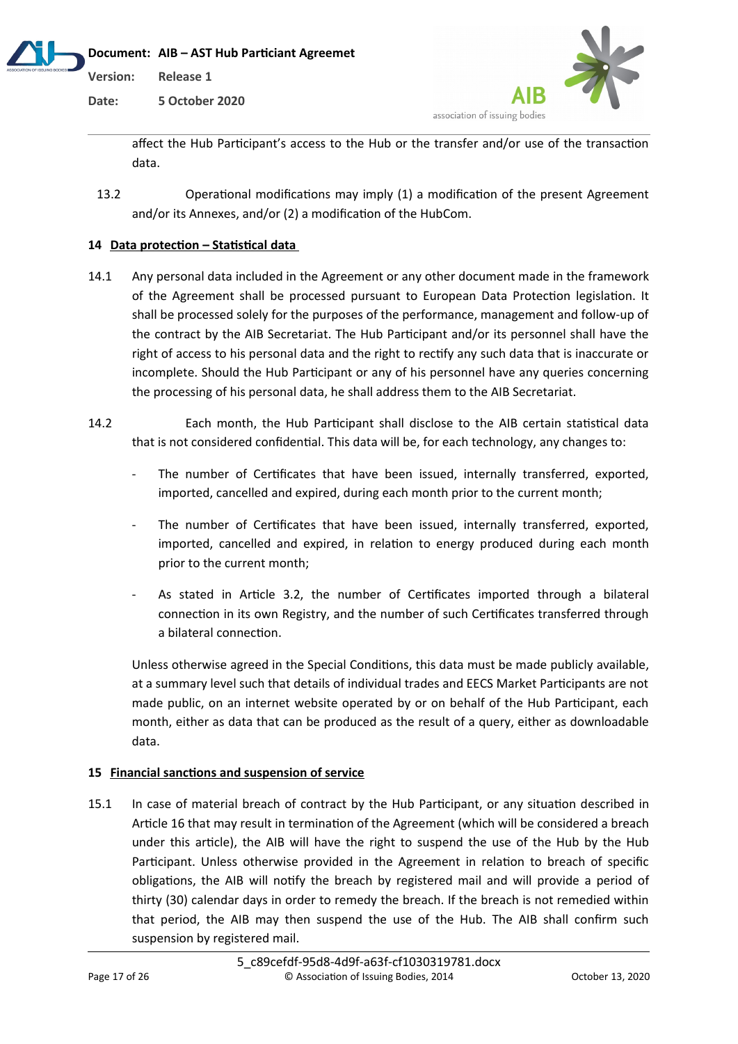affect the Hub Participant's access to the Hub or the transfer and/or use of the transaction data.

13.2 Operational modifications may imply (1) a modification of the present Agreement and/or its Annexes, and/or (2) a modification of the HubCom.

## 14 Data protection – Statistical data

14.1 Any personal data included in the Agreement or any other document made in the framework of the Agreement shall be processed pursuant to European Data Protection legislation. It shall be processed solely for the purposes of the performance, management and follow-up of the contract by the AIB Secretariat. The Hub Participant and/or its personnel shall have the right of access to his personal data and the right to rectify any such data that is inaccurate or incomplete. Should the Hub Participant or any of his personnel have any queries concerning the processing of his personal data, he shall address them to the AIB Secretariat.

14.2 Each month, the Hub Participant shall disclose to the AIB certain statistical data that is not considered confidential. This data will be, for each technology, any changes to:

- The number of Certificates that have been issued, internally transferred, exported, imported, cancelled and expired, during each month prior to the current month;
- The number of Certificates that have been issued, internally transferred, exported, imported, cancelled and expired, in relation to energy produced during each month prior to the current month;
- As stated in Article 3.2, the number of Certificates imported through a bilateral connection in its own Registry, and the number of such Certificates transferred through a bilateral connection.

Unless otherwise agreed in the Special Conditions, this data must be made publicly available, at a summary level such that details of individual trades and EECS Market Participants are not made public, on an internet website operated by or on behalf of the Hub Participant, each month, either as data that can be produced as the result of a query, either as downloadable data.

## 15 Financial sanctions and suspension of service

15.1 In case of material breach of contract by the Hub Participant, or any situation described in Article 16 that may result in termination of the Agreement (which will be considered a breach under this article), the AIB will have the right to suspend the use of the Hub by the Hub Participant. Unless otherwise provided in the Agreement in relation to breach of specific obligations, the AIB will notify the breach by registered mail and will provide a period of thirty (30) calendar days in order to remedy the breach. If the breach is not remedied within that period, the AIB may then suspend the use of the Hub. The AIB shall confirm such suspension by registered mail.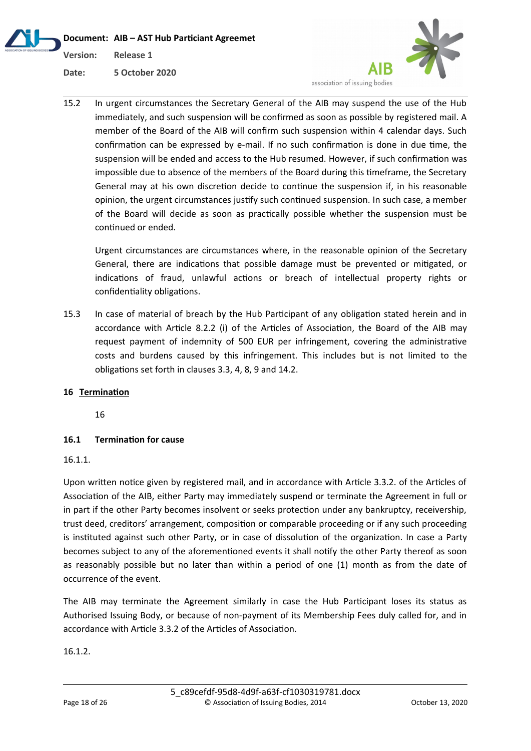15.2 In urgent circumstances the Secretary General of the AIB may suspend the use of the Hub immediately, and such suspension will be confirmed as soon as possible by registered mail. A member of the Board of the AIB will confirm such suspension within 4 calendar days. Such confirmation can be expressed by e-mail. If no such confirmation is done in due time, the suspension will be ended and access to the Hub resumed. However, if such confirmation was impossible due to absence of the members of the Board during this timeframe, the Secretary General may at his own discretion decide to continue the suspension if, in his reasonable opinion, the urgent circumstances justify such continued suspension. In such case, a member of the Board will decide as soon as practically possible whether the suspension must be continued or ended.

Urgent circumstances are circumstances where, in the reasonable opinion of the Secretary General, there are indications that possible damage must be prevented or mitigated, or indications of fraud, unlawful actions or breach of intellectual property rights or confidentiality obligations.

15.3 In case of material of breach by the Hub Participant of any obligation stated herein and in accordance with Article 8.2.2 (i) of the Articles of Association, the Board of the AIB may request payment of indemnity of 500 EUR per infringement, covering the administrative costs and burdens caused by this infringement. This includes but is not limited to the obligations set forth in clauses 3.3, 4, 8, 9 and 14.2.

## 16 Termination

16

### 16.1 Termination for cause

16.1.1.

Upon written notice given by registered mail, and in accordance with Article 3.3.2. of the Articles of Association of the AIB, either Party may immediately suspend or terminate the Agreement in full or in part if the other Party becomes insolvent or seeks protection under any bankruptcy, receivership, trust deed, creditors' arrangement, composition or comparable proceeding or if any such proceeding is instituted against such other Party, or in case of dissolution of the organization. In case a Party becomes subject to any of the aforementioned events it shall notify the other Party thereof as soon as reasonably possible but no later than within a period of one (1) month as from the date of occurrence of the event.

The AIB may terminate the Agreement similarly in case the Hub Participant loses its status as Authorised Issuing Body, or because of non-payment of its Membership Fees duly called for, and in accordance with Article 3.3.2 of the Articles of Association.

16.1.2.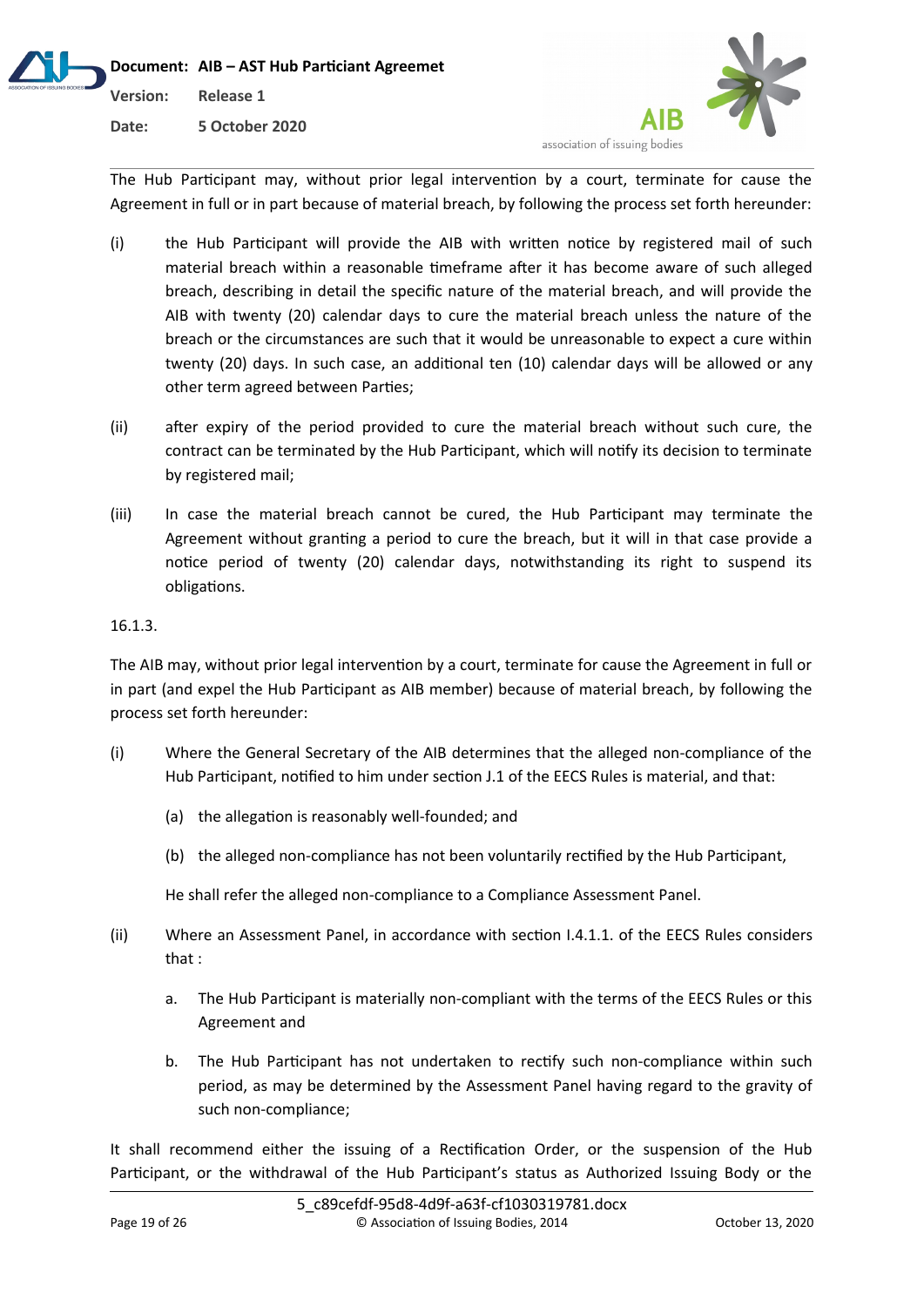The Hub Participant may, without prior legal intervention by a court, terminate for cause the Agreement in full or in part because of material breach, by following the process set forth hereunder:

(i) the Hub Participant will provide the AIB with written notice by registered mail of such material breach within a reasonable timeframe after it has become aware of such alleged breach, describing in detail the specific nature of the material breach, and will provide the AIB with twenty (20) calendar days to cure the material breach unless the nature of the breach or the circumstances are such that it would be unreasonable to expect a cure within twenty (20) days. In such case, an additional ten (10) calendar days will be allowed or any other term agreed between Parties;

(ii) after expiry of the period provided to cure the material breach without such cure, the contract can be terminated by the Hub Participant, which will notify its decision to terminate by registered mail;

(iii) In case the material breach cannot be cured, the Hub Participant may terminate the Agreement without granting a period to cure the breach, but it will in that case provide a notice period of twenty (20) calendar days, notwithstanding its right to suspend its obligations.

16.1.3.

The AIB may, without prior legal intervention by a court, terminate for cause the Agreement in full or in part (and expel the Hub Participant as AIB member) because of material breach, by following the process set forth hereunder:

(i) Where the General Secretary of the AIB determines that the alleged non-compliance of the Hub Participant, notified to him under section J.1 of the EECS Rules is material, and that:

   (a) the allegation is reasonably well-founded; and

   (b) the alleged non-compliance has not been voluntarily rectified by the Hub Participant,

   He shall refer the alleged non-compliance to a Compliance Assessment Panel.

(ii) Where an Assessment Panel, in accordance with section I.4.1.1. of the EECS Rules considers that :

   a. The Hub Participant is materially non-compliant with the terms of the EECS Rules or this Agreement and

   b. The Hub Participant has not undertaken to rectify such non-compliance within such period, as may be determined by the Assessment Panel having regard to the gravity of such non-compliance;

It shall recommend either the issuing of a Rectification Order, or the suspension of the Hub Participant, or the withdrawal of the Hub Participant's status as Authorized Issuing Body or the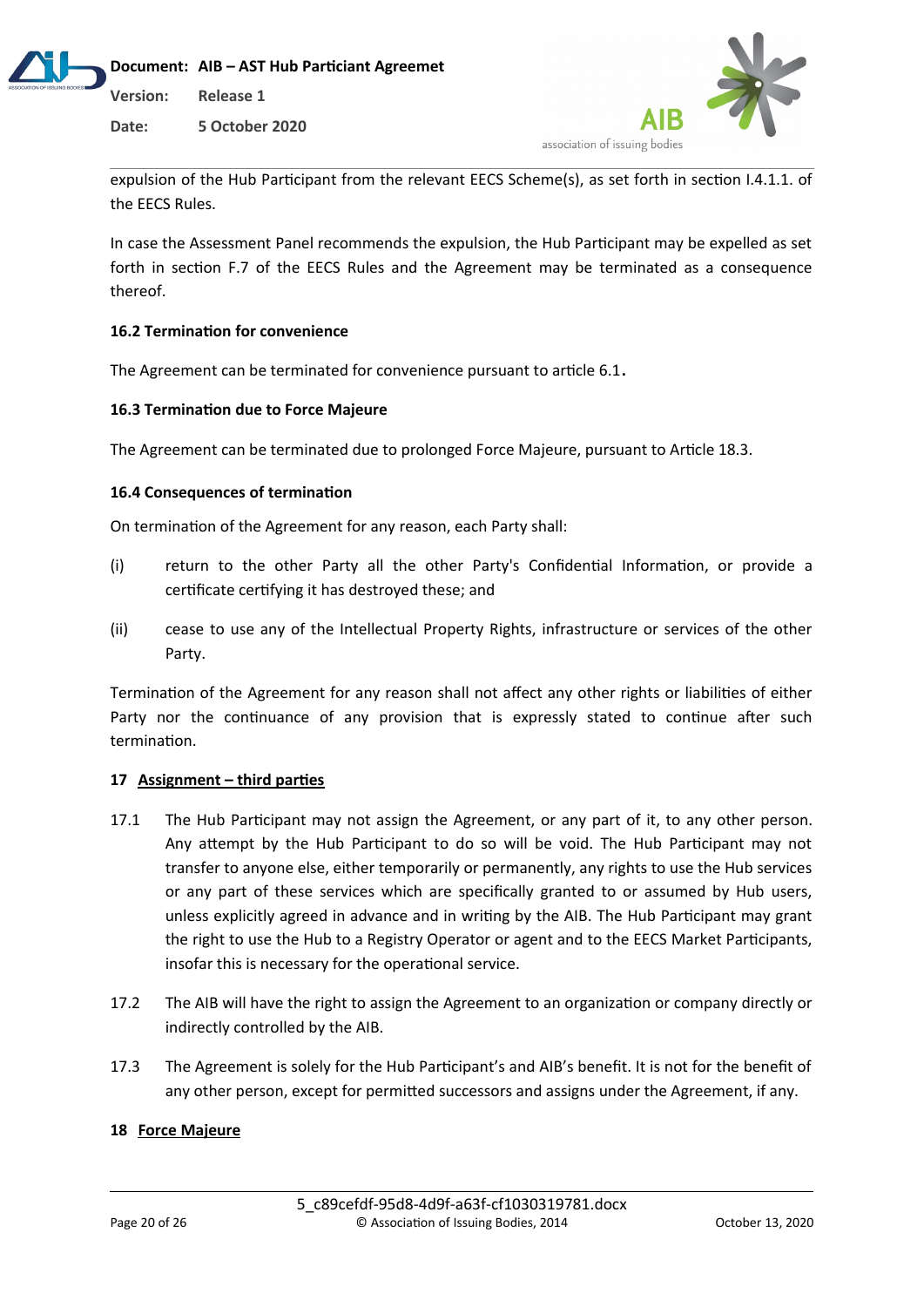expulsion of the Hub Participant from the relevant EECS Scheme(s), as set forth in section I.4.1.1. of the EECS Rules.

In case the Assessment Panel recommends the expulsion, the Hub Participant may be expelled as set forth in section F.7 of the EECS Rules and the Agreement may be terminated as a consequence thereof.

**16.2 Termination for convenience**

The Agreement can be terminated for convenience pursuant to article 6.1.

**16.3 Termination due to Force Majeure**

The Agreement can be terminated due to prolonged Force Majeure, pursuant to Article 18.3.

**16.4 Consequences of termination**

On termination of the Agreement for any reason, each Party shall:

(i) return to the other Party all the other Party's Confidential Information, or provide a certificate certifying it has destroyed these; and

(ii) cease to use any of the Intellectual Property Rights, infrastructure or services of the other Party.

Termination of the Agreement for any reason shall not affect any other rights or liabilities of either Party nor the continuance of any provision that is expressly stated to continue after such termination.

## 17 Assignment – third parties

17.1 The Hub Participant may not assign the Agreement, or any part of it, to any other person. Any attempt by the Hub Participant to do so will be void. The Hub Participant may not transfer to anyone else, either temporarily or permanently, any rights to use the Hub services or any part of these services which are specifically granted to or assumed by Hub users, unless explicitly agreed in advance and in writing by the AIB. The Hub Participant may grant the right to use the Hub to a Registry Operator or agent and to the EECS Market Participants, insofar this is necessary for the operational service.

17.2 The AIB will have the right to assign the Agreement to an organization or company directly or indirectly controlled by the AIB.

17.3 The Agreement is solely for the Hub Participant's and AIB's benefit. It is not for the benefit of any other person, except for permitted successors and assigns under the Agreement, if any.

## 18 Force Majeure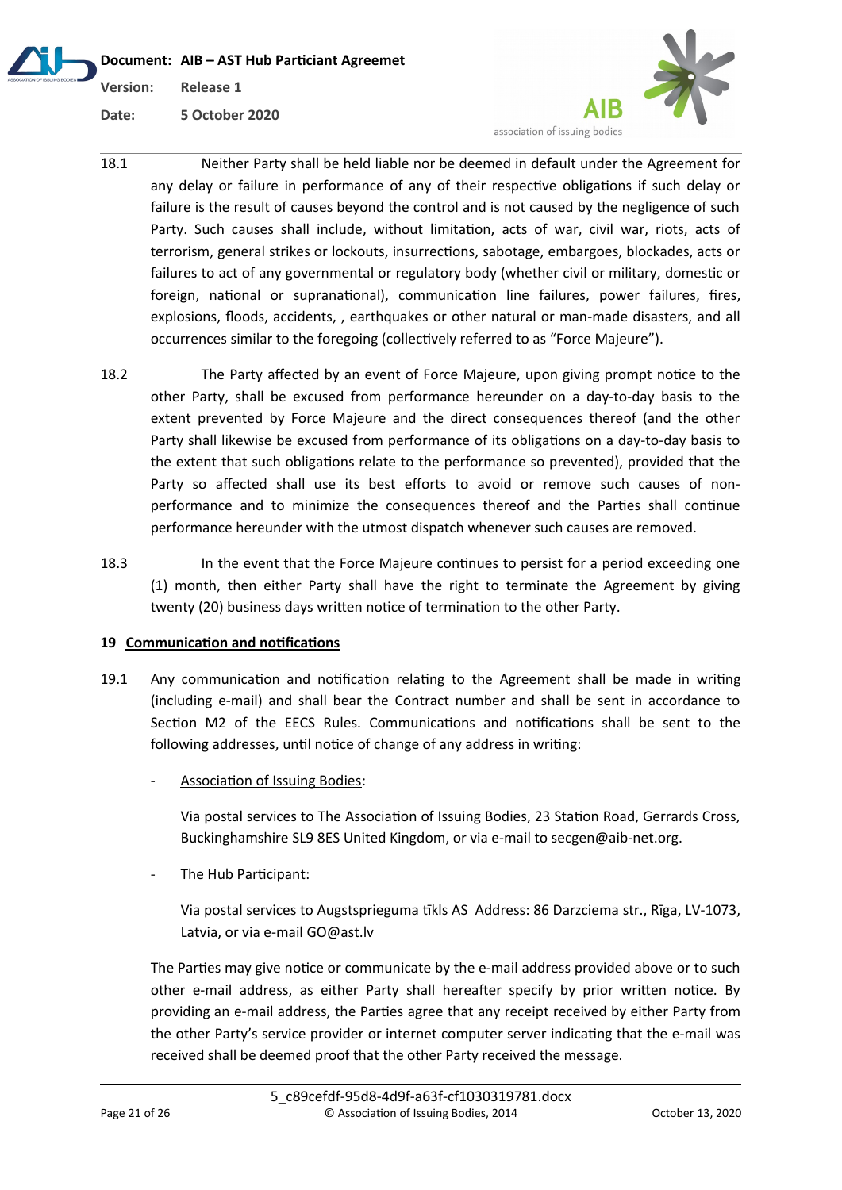18.1 Neither Party shall be held liable nor be deemed in default under the Agreement for any delay or failure in performance of any of their respective obligations if such delay or failure is the result of causes beyond the control and is not caused by the negligence of such Party. Such causes shall include, without limitation, acts of war, civil war, riots, acts of terrorism, general strikes or lockouts, insurrections, sabotage, embargoes, blockades, acts or failures to act of any governmental or regulatory body (whether civil or military, domestic or foreign, national or supranational), communication line failures, power failures, fires, explosions, floods, accidents, , earthquakes or other natural or man-made disasters, and all occurrences similar to the foregoing (collectively referred to as "Force Majeure").

18.2 The Party affected by an event of Force Majeure, upon giving prompt notice to the other Party, shall be excused from performance hereunder on a day-to-day basis to the extent prevented by Force Majeure and the direct consequences thereof (and the other Party shall likewise be excused from performance of its obligations on a day-to-day basis to the extent that such obligations relate to the performance so prevented), provided that the Party so affected shall use its best efforts to avoid or remove such causes of non-performance and to minimize the consequences thereof and the Parties shall continue performance hereunder with the utmost dispatch whenever such causes are removed.

18.3 In the event that the Force Majeure continues to persist for a period exceeding one (1) month, then either Party shall have the right to terminate the Agreement by giving twenty (20) business days written notice of termination to the other Party.

## 19 Communication and notifications

19.1 Any communication and notification relating to the Agreement shall be made in writing (including e-mail) and shall bear the Contract number and shall be sent in accordance to Section M2 of the EECS Rules. Communications and notifications shall be sent to the following addresses, until notice of change of any address in writing:

- Association of Issuing Bodies:

  Via postal services to The Association of Issuing Bodies, 23 Station Road, Gerrards Cross, Buckinghamshire SL9 8ES United Kingdom, or via e-mail to secgen@aib-net.org.

- The Hub Participant:

  Via postal services to Augstsprieguma tīkls AS Address: 86 Darzciema str., Rīga, LV-1073, Latvia, or via e-mail GO@ast.lv

The Parties may give notice or communicate by the e-mail address provided above or to such other e-mail address, as either Party shall hereafter specify by prior written notice. By providing an e-mail address, the Parties agree that any receipt received by either Party from the other Party's service provider or internet computer server indicating that the e-mail was received shall be deemed proof that the other Party received the message.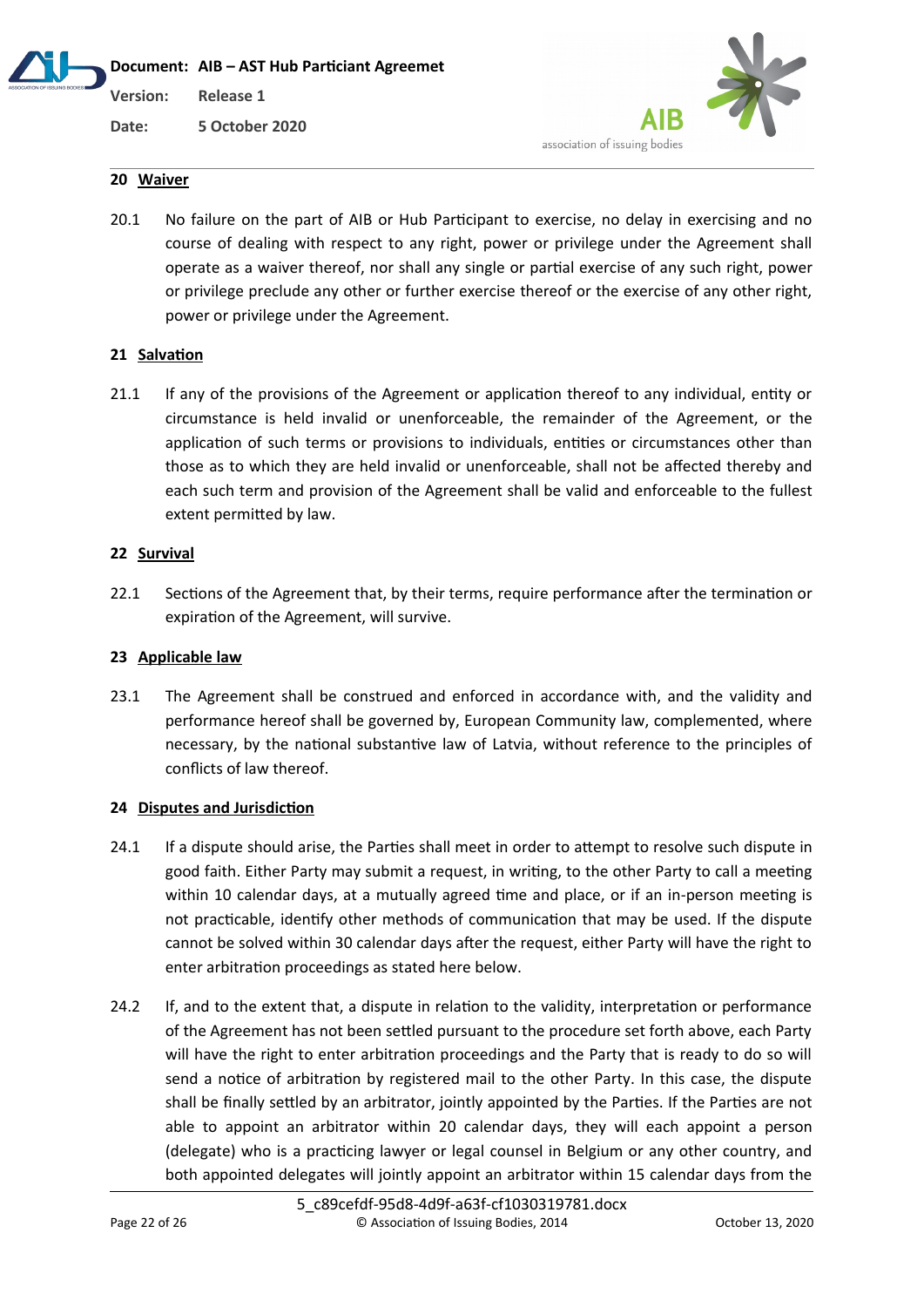## 20 Waiver

20.1 No failure on the part of AIB or Hub Participant to exercise, no delay in exercising and no course of dealing with respect to any right, power or privilege under the Agreement shall operate as a waiver thereof, nor shall any single or partial exercise of any such right, power or privilege preclude any other or further exercise thereof or the exercise of any other right, power or privilege under the Agreement.

## 21 Salvation

21.1 If any of the provisions of the Agreement or application thereof to any individual, entity or circumstance is held invalid or unenforceable, the remainder of the Agreement, or the application of such terms or provisions to individuals, entities or circumstances other than those as to which they are held invalid or unenforceable, shall not be affected thereby and each such term and provision of the Agreement shall be valid and enforceable to the fullest extent permitted by law.

## 22 Survival

22.1 Sections of the Agreement that, by their terms, require performance after the termination or expiration of the Agreement, will survive.

## 23 Applicable law

23.1 The Agreement shall be construed and enforced in accordance with, and the validity and performance hereof shall be governed by, European Community law, complemented, where necessary, by the national substantive law of Latvia, without reference to the principles of conflicts of law thereof.

## 24 Disputes and Jurisdiction

24.1 If a dispute should arise, the Parties shall meet in order to attempt to resolve such dispute in good faith. Either Party may submit a request, in writing, to the other Party to call a meeting within 10 calendar days, at a mutually agreed time and place, or if an in-person meeting is not practicable, identify other methods of communication that may be used. If the dispute cannot be solved within 30 calendar days after the request, either Party will have the right to enter arbitration proceedings as stated here below.

24.2 If, and to the extent that, a dispute in relation to the validity, interpretation or performance of the Agreement has not been settled pursuant to the procedure set forth above, each Party will have the right to enter arbitration proceedings and the Party that is ready to do so will send a notice of arbitration by registered mail to the other Party. In this case, the dispute shall be finally settled by an arbitrator, jointly appointed by the Parties. If the Parties are not able to appoint an arbitrator within 20 calendar days, they will each appoint a person (delegate) who is a practicing lawyer or legal counsel in Belgium or any other country, and both appointed delegates will jointly appoint an arbitrator within 15 calendar days from the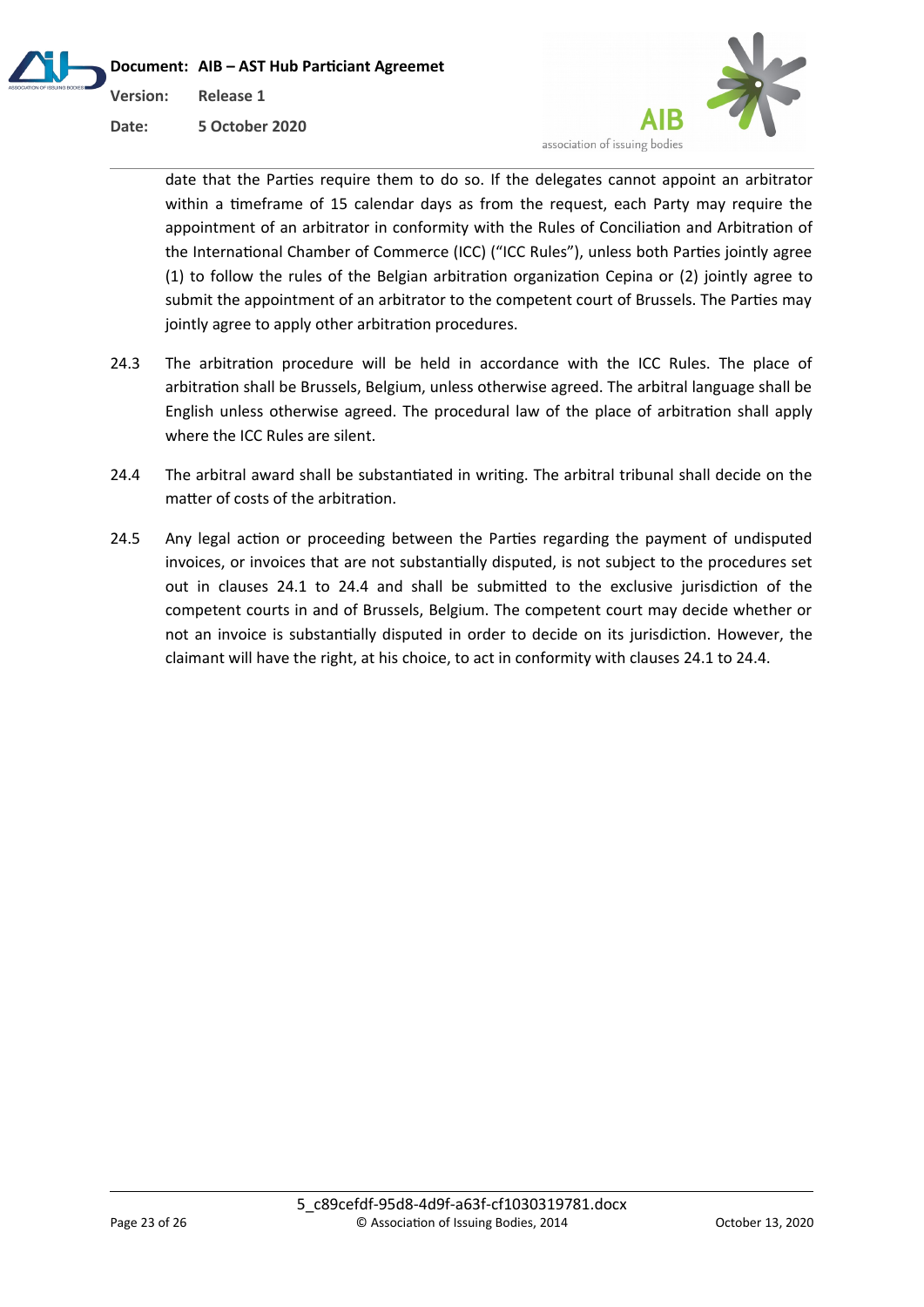date that the Parties require them to do so. If the delegates cannot appoint an arbitrator within a timeframe of 15 calendar days as from the request, each Party may require the appointment of an arbitrator in conformity with the Rules of Conciliation and Arbitration of the International Chamber of Commerce (ICC) ("ICC Rules"), unless both Parties jointly agree (1) to follow the rules of the Belgian arbitration organization Cepina or (2) jointly agree to submit the appointment of an arbitrator to the competent court of Brussels. The Parties may jointly agree to apply other arbitration procedures.

24.3 The arbitration procedure will be held in accordance with the ICC Rules. The place of arbitration shall be Brussels, Belgium, unless otherwise agreed. The arbitral language shall be English unless otherwise agreed. The procedural law of the place of arbitration shall apply where the ICC Rules are silent.

24.4 The arbitral award shall be substantiated in writing. The arbitral tribunal shall decide on the matter of costs of the arbitration.

24.5 Any legal action or proceeding between the Parties regarding the payment of undisputed invoices, or invoices that are not substantially disputed, is not subject to the procedures set out in clauses 24.1 to 24.4 and shall be submitted to the exclusive jurisdiction of the competent courts in and of Brussels, Belgium. The competent court may decide whether or not an invoice is substantially disputed in order to decide on its jurisdiction. However, the claimant will have the right, at his choice, to act in conformity with clauses 24.1 to 24.4.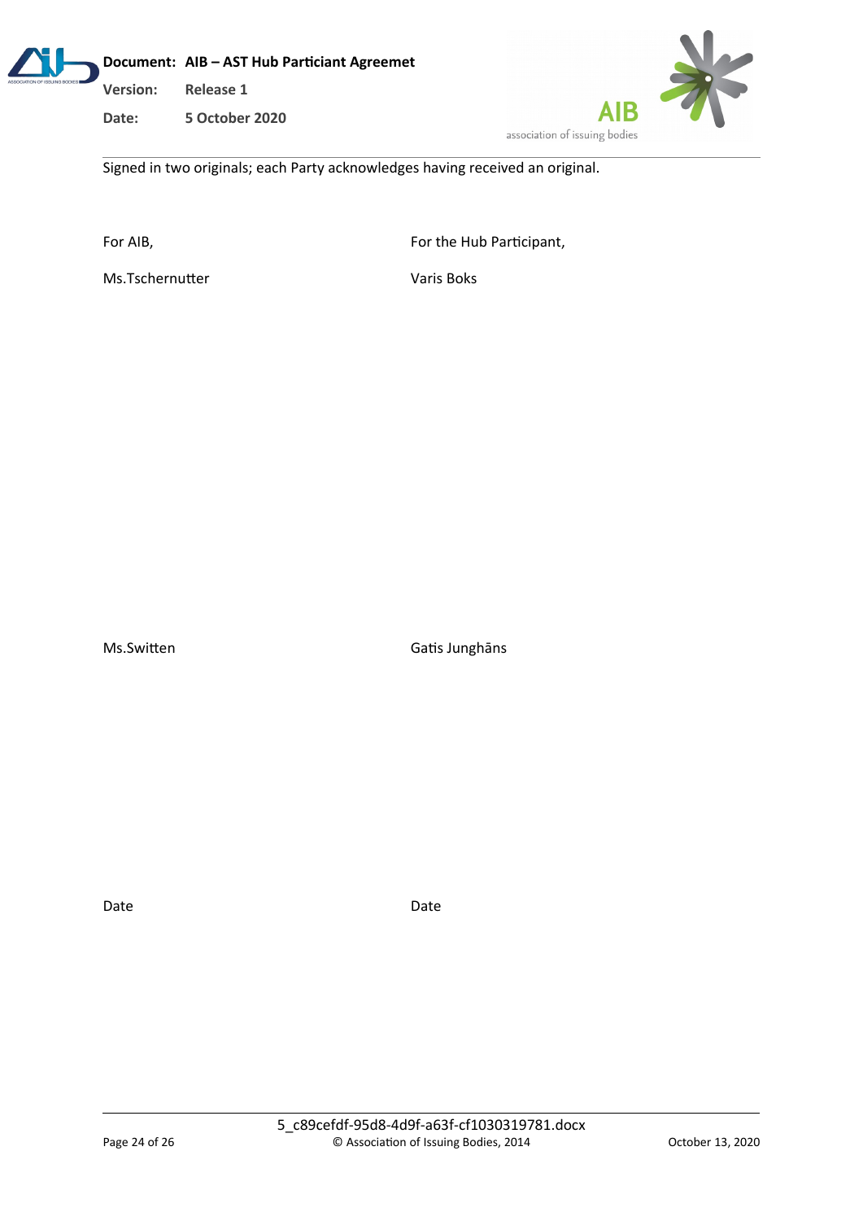Signed in two originals; each Party acknowledges having received an original.

| For AIB, | For the Hub Participant, |
| --- | --- |
| Ms.Tschernutter | Varis Boks |
| | |
| Ms.Switten | Gatis Junghāns |
| | |
| Date | Date |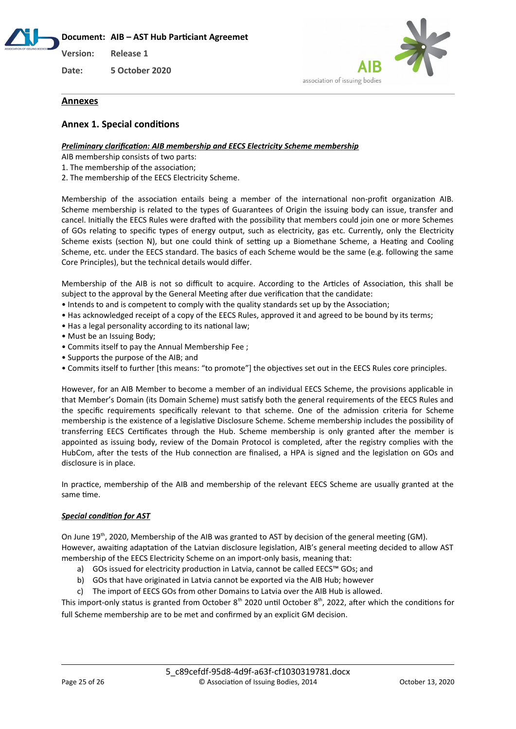## Annexes

### Annex 1. Special conditions

***Preliminary clarification: AIB membership and EECS Electricity Scheme membership***

AIB membership consists of two parts:

1. The membership of the association;
2. The membership of the EECS Electricity Scheme.

Membership of the association entails being a member of the international non-profit organization AIB. Scheme membership is related to the types of Guarantees of Origin the issuing body can issue, transfer and cancel. Initially the EECS Rules were drafted with the possibility that members could join one or more Schemes of GOs relating to specific types of energy output, such as electricity, gas etc. Currently, only the Electricity Scheme exists (section N), but one could think of setting up a Biomethane Scheme, a Heating and Cooling Scheme, etc. under the EECS standard. The basics of each Scheme would be the same (e.g. following the same Core Principles), but the technical details would differ.

Membership of the AIB is not so difficult to acquire. According to the Articles of Association, this shall be subject to the approval by the General Meeting after due verification that the candidate:

- Intends to and is competent to comply with the quality standards set up by the Association;
- Has acknowledged receipt of a copy of the EECS Rules, approved it and agreed to be bound by its terms;
- Has a legal personality according to its national law;
- Must be an Issuing Body;
- Commits itself to pay the Annual Membership Fee ;
- Supports the purpose of the AIB; and
- Commits itself to further [this means: "to promote"] the objectives set out in the EECS Rules core principles.

However, for an AIB Member to become a member of an individual EECS Scheme, the provisions applicable in that Member's Domain (its Domain Scheme) must satisfy both the general requirements of the EECS Rules and the specific requirements specifically relevant to that scheme. One of the admission criteria for Scheme membership is the existence of a legislative Disclosure Scheme. Scheme membership includes the possibility of transferring EECS Certificates through the Hub. Scheme membership is only granted after the member is appointed as issuing body, review of the Domain Protocol is completed, after the registry complies with the HubCom, after the tests of the Hub connection are finalised, a HPA is signed and the legislation on GOs and disclosure is in place.

In practice, membership of the AIB and membership of the relevant EECS Scheme are usually granted at the same time.

***Special condition for AST***

On June 19th, 2020, Membership of the AIB was granted to AST by decision of the general meeting (GM). However, awaiting adaptation of the Latvian disclosure legislation, AIB's general meeting decided to allow AST membership of the EECS Electricity Scheme on an import-only basis, meaning that:

a) GOs issued for electricity production in Latvia, cannot be called EECS™ GOs; and
b) GOs that have originated in Latvia cannot be exported via the AIB Hub; however
c) The import of EECS GOs from other Domains to Latvia over the AIB Hub is allowed.

This import-only status is granted from October 8th 2020 until October 8th, 2022, after which the conditions for full Scheme membership are to be met and confirmed by an explicit GM decision.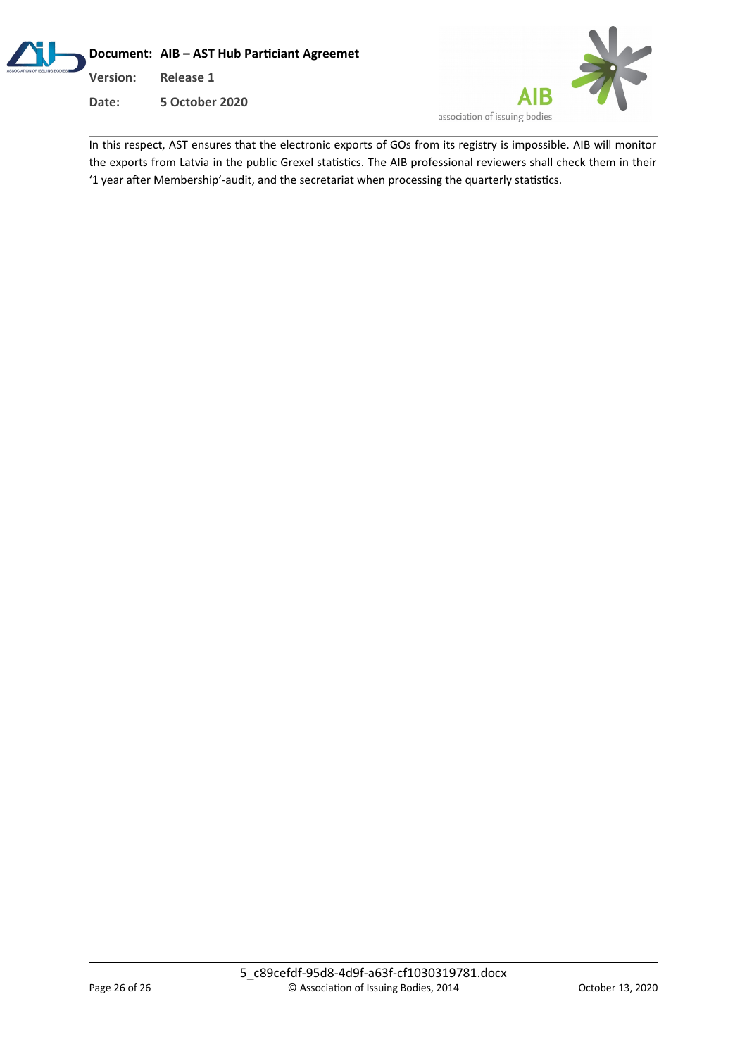In this respect, AST ensures that the electronic exports of GOs from its registry is impossible. AIB will monitor the exports from Latvia in the public Grexel statistics. The AIB professional reviewers shall check them in their '1 year after Membership'-audit, and the secretariat when processing the quarterly statistics.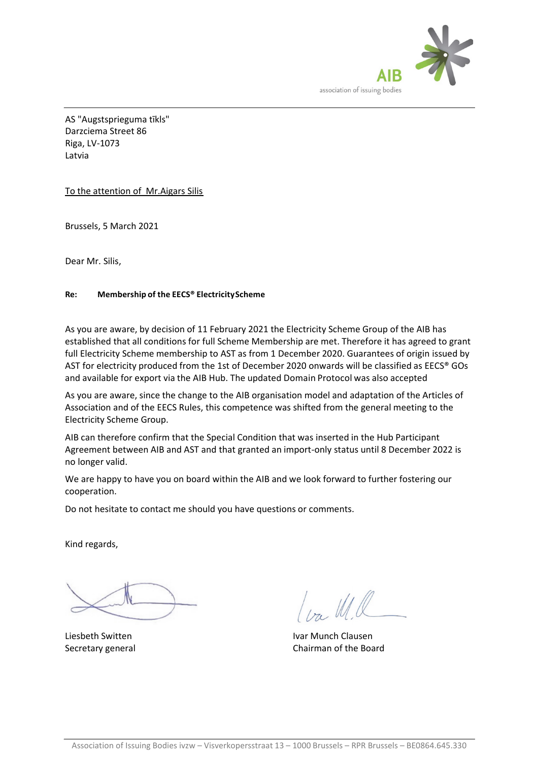AS "Augstsprieguma tīkls"
Darzciema Street 86
Riga, LV-1073
Latvia

To the attention of Mr.Aigars Silis

Brussels, 5 March 2021

Dear Mr. Silis,

**Re: Membership of the EECS® ElectricityScheme**

As you are aware, by decision of 11 February 2021 the Electricity Scheme Group of the AIB has established that all conditions for full Scheme Membership are met. Therefore it has agreed to grant full Electricity Scheme membership to AST as from 1 December 2020. Guarantees of origin issued by AST for electricity produced from the 1st of December 2020 onwards will be classified as EECS® GOs and available for export via the AIB Hub. The updated Domain Protocol was also accepted

As you are aware, since the change to the AIB organisation model and adaptation of the Articles of Association and of the EECS Rules, this competence was shifted from the general meeting to the Electricity Scheme Group.

AIB can therefore confirm that the Special Condition that was inserted in the Hub Participant Agreement between AIB and AST and that granted an import-only status until 8 December 2022 is no longer valid.

We are happy to have you on board within the AIB and we look forward to further fostering our cooperation.

Do not hesitate to contact me should you have questions or comments.

Kind regards,

Liesbeth Switten
Secretary general

Ivar Munch Clausen
Chairman of the Board

Association of Issuing Bodies ivzw – Visverkopersstraat 13 – 1000 Brussels – RPR Brussels – BE0864.645.330